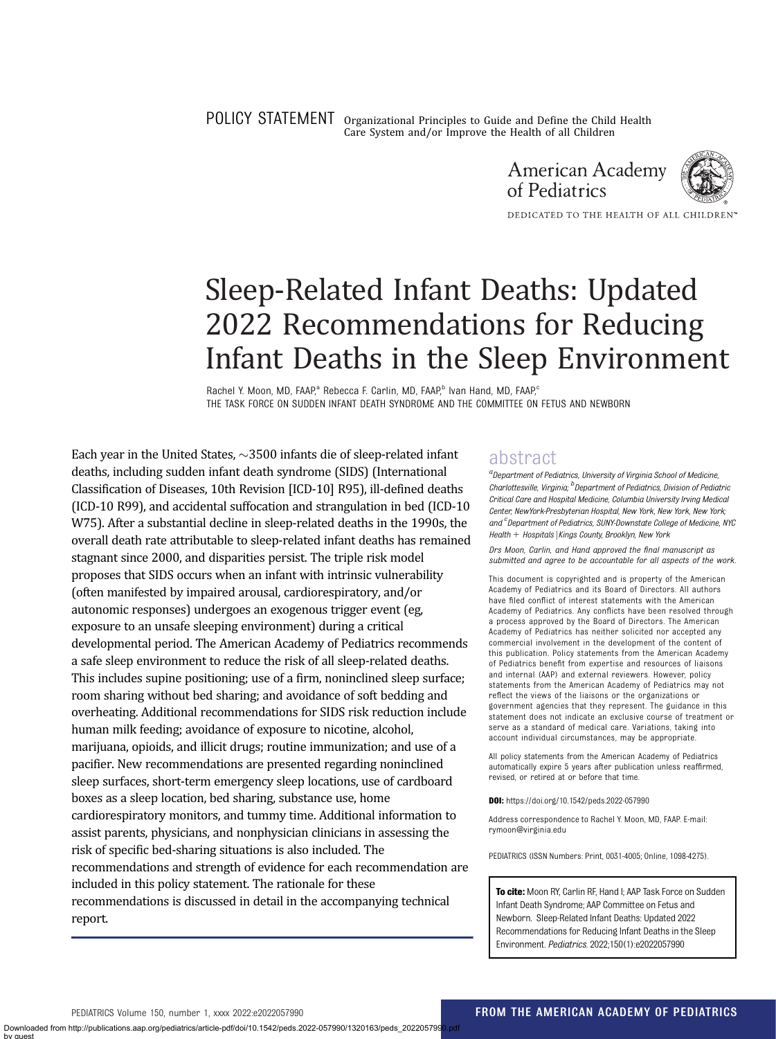POLICY STATEMENT Organizational Principles to Guide and Define the Child Health Care System and/or Improve the Health of all Children

American Academy of Pediatrics

DEDICATED TO THE HEALTH OF ALL CHILDREN™

# Sleep-Related Infant Deaths: Updated 2022 Recommendations for Reducing Infant Deaths in the Sleep Environment

Rachel Y. Moon, MD, FAAP,[a] Rebecca F. Carlin, MD, FAAP,[b] Ivan Hand, MD, FAAP,[c]
THE TASK FORCE ON SUDDEN INFANT DEATH SYNDROME AND THE COMMITTEE ON FETUS AND NEWBORN

## abstract

Each year in the United States, ~3500 infants die of sleep-related infant deaths, including sudden infant death syndrome (SIDS) (International Classification of Diseases, 10th Revision [ICD-10] R95), ill-defined deaths (ICD-10 R99), and accidental suffocation and strangulation in bed (ICD-10 W75). After a substantial decline in sleep-related deaths in the 1990s, the overall death rate attributable to sleep-related infant deaths has remained stagnant since 2000, and disparities persist. The triple risk model proposes that SIDS occurs when an infant with intrinsic vulnerability (often manifested by impaired arousal, cardiorespiratory, and/or autonomic responses) undergoes an exogenous trigger event (eg, exposure to an unsafe sleeping environment) during a critical developmental period. The American Academy of Pediatrics recommends a safe sleep environment to reduce the risk of all sleep-related deaths. This includes supine positioning; use of a firm, noninclined sleep surface; room sharing without bed sharing; and avoidance of soft bedding and overheating. Additional recommendations for SIDS risk reduction include human milk feeding; avoidance of exposure to nicotine, alcohol, marijuana, opioids, and illicit drugs; routine immunization; and use of a pacifier. New recommendations are presented regarding noninclined sleep surfaces, short-term emergency sleep locations, use of cardboard boxes as a sleep location, bed sharing, substance use, home cardiorespiratory monitors, and tummy time. Additional information to assist parents, physicians, and nonphysician clinicians in assessing the risk of specific bed-sharing situations is also included. The recommendations and strength of evidence for each recommendation are included in this policy statement. The rationale for these recommendations is discussed in detail in the accompanying technical report.

*[a]Department of Pediatrics, University of Virginia School of Medicine, Charlottesville, Virginia; [b]Department of Pediatrics, Division of Pediatric Critical Care and Hospital Medicine, Columbia University Irving Medical Center, NewYork-Presbyterian Hospital, New York, New York; and [c]Department of Pediatrics, SUNY-Downstate College of Medicine, NYC Health + Hospitals | Kings County, Brooklyn, New York*

*Drs Moon, Carlin, and Hand approved the final manuscript as submitted and agree to be accountable for all aspects of the work.*

This document is copyrighted and is property of the American Academy of Pediatrics and its Board of Directors. All authors have filed conflict of interest statements with the American Academy of Pediatrics. Any conflicts have been resolved through a process approved by the Board of Directors. The American Academy of Pediatrics has neither solicited nor accepted any commercial involvement in the development of the content of this publication. Policy statements from the American Academy of Pediatrics benefit from expertise and resources of liaisons and internal (AAP) and external reviewers. However, policy statements from the American Academy of Pediatrics may not reflect the views of the liaisons or the organizations or government agencies that they represent. The guidance in this statement does not indicate an exclusive course of treatment or serve as a standard of medical care. Variations, taking into account individual circumstances, may be appropriate.

All policy statements from the American Academy of Pediatrics automatically expire 5 years after publication unless reaffirmed, revised, or retired at or before that time.

**DOI:** https://doi.org/10.1542/peds.2022-057990

Address correspondence to Rachel Y. Moon, MD, FAAP. E-mail: rymoon@virginia.edu

PEDIATRICS (ISSN Numbers: Print, 0031-4005; Online, 1098-4275).

**To cite:** Moon RY, Carlin RF, Hand I; AAP Task Force on Sudden Infant Death Syndrome; AAP Committee on Fetus and Newborn. Sleep-Related Infant Deaths: Updated 2022 Recommendations for Reducing Infant Deaths in the Sleep Environment. *Pediatrics*. 2022;150(1):e2022057990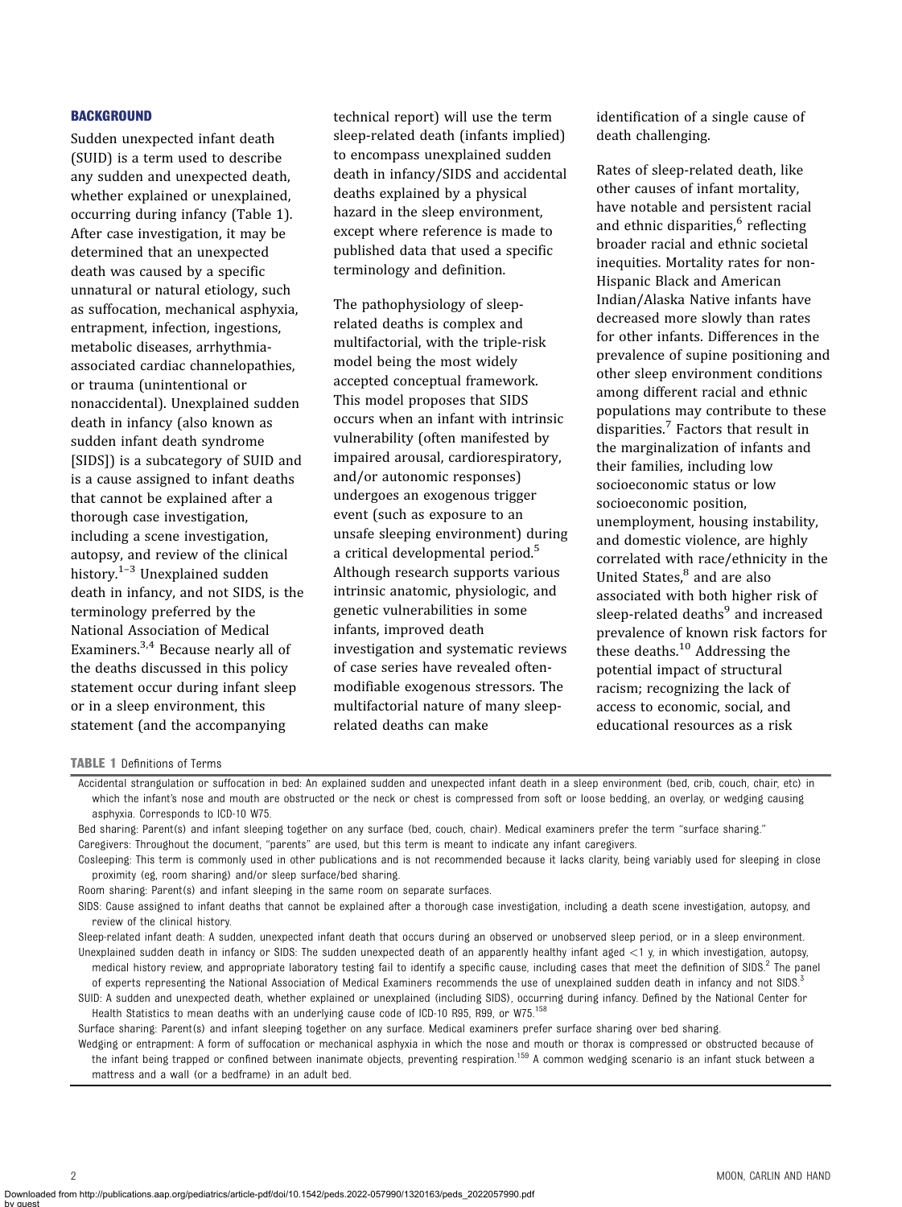## BACKGROUND

Sudden unexpected infant death (SUID) is a term used to describe any sudden and unexpected death, whether explained or unexplained, occurring during infancy (Table 1). After case investigation, it may be determined that an unexpected death was caused by a specific unnatural or natural etiology, such as suffocation, mechanical asphyxia, entrapment, infection, ingestions, metabolic diseases, arrhythmia-associated cardiac channelopathies, or trauma (unintentional or nonaccidental). Unexplained sudden death in infancy (also known as sudden infant death syndrome [SIDS]) is a subcategory of SUID and is a cause assigned to infant deaths that cannot be explained after a thorough case investigation, including a scene investigation, autopsy, and review of the clinical history.[1–3] Unexplained sudden death in infancy, and not SIDS, is the terminology preferred by the National Association of Medical Examiners.[3,4] Because nearly all of the deaths discussed in this policy statement occur during infant sleep or in a sleep environment, this statement (and the accompanying technical report) will use the term sleep-related death (infants implied) to encompass unexplained sudden death in infancy/SIDS and accidental deaths explained by a physical hazard in the sleep environment, except where reference is made to published data that used a specific terminology and definition.

The pathophysiology of sleep-related deaths is complex and multifactorial, with the triple-risk model being the most widely accepted conceptual framework. This model proposes that SIDS occurs when an infant with intrinsic vulnerability (often manifested by impaired arousal, cardiorespiratory, and/or autonomic responses) undergoes an exogenous trigger event (such as exposure to an unsafe sleeping environment) during a critical developmental period.[5] Although research supports various intrinsic anatomic, physiologic, and genetic vulnerabilities in some infants, improved death investigation and systematic reviews of case series have revealed often-modifiable exogenous stressors. The multifactorial nature of many sleep-related deaths can make identification of a single cause of death challenging.

Rates of sleep-related death, like other causes of infant mortality, have notable and persistent racial and ethnic disparities,[6] reflecting broader racial and ethnic societal inequities. Mortality rates for non-Hispanic Black and American Indian/Alaska Native infants have decreased more slowly than rates for other infants. Differences in the prevalence of supine positioning and other sleep environment conditions among different racial and ethnic populations may contribute to these disparities.[7] Factors that result in the marginalization of infants and their families, including low socioeconomic status or low socioeconomic position, unemployment, housing instability, and domestic violence, are highly correlated with race/ethnicity in the United States,[8] and are also associated with both higher risk of sleep-related deaths[9] and increased prevalence of known risk factors for these deaths.[10] Addressing the potential impact of structural racism; recognizing the lack of access to economic, social, and educational resources as a risk

**TABLE 1** Definitions of Terms

Accidental strangulation or suffocation in bed: An explained sudden and unexpected infant death in a sleep environment (bed, crib, couch, chair, etc) in which the infant's nose and mouth are obstructed or the neck or chest is compressed from soft or loose bedding, an overlay, or wedging causing asphyxia. Corresponds to ICD-10 W75.

Bed sharing: Parent(s) and infant sleeping together on any surface (bed, couch, chair). Medical examiners prefer the term "surface sharing."

Caregivers: Throughout the document, "parents" are used, but this term is meant to indicate any infant caregivers.

Cosleeping: This term is commonly used in other publications and is not recommended because it lacks clarity, being variably used for sleeping in close proximity (eg, room sharing) and/or sleep surface/bed sharing.

Room sharing: Parent(s) and infant sleeping in the same room on separate surfaces.

SIDS: Cause assigned to infant deaths that cannot be explained after a thorough case investigation, including a death scene investigation, autopsy, and review of the clinical history.

Sleep-related infant death: A sudden, unexpected infant death that occurs during an observed or unobserved sleep period, or in a sleep environment.

Unexplained sudden death in infancy or SIDS: The sudden unexpected death of an apparently healthy infant aged <1 y, in which investigation, autopsy, medical history review, and appropriate laboratory testing fail to identify a specific cause, including cases that meet the definition of SIDS.[2] The panel of experts representing the National Association of Medical Examiners recommends the use of unexplained sudden death in infancy and not SIDS.[3]

SUID: A sudden and unexpected death, whether explained or unexplained (including SIDS), occurring during infancy. Defined by the National Center for Health Statistics to mean deaths with an underlying cause code of ICD-10 R95, R99, or W75.[158]

Surface sharing: Parent(s) and infant sleeping together on any surface. Medical examiners prefer surface sharing over bed sharing.

Wedging or entrapment: A form of suffocation or mechanical asphyxia in which the nose and mouth or thorax is compressed or obstructed because of the infant being trapped or confined between inanimate objects, preventing respiration.[159] A common wedging scenario is an infant stuck between a mattress and a wall (or a bedframe) in an adult bed.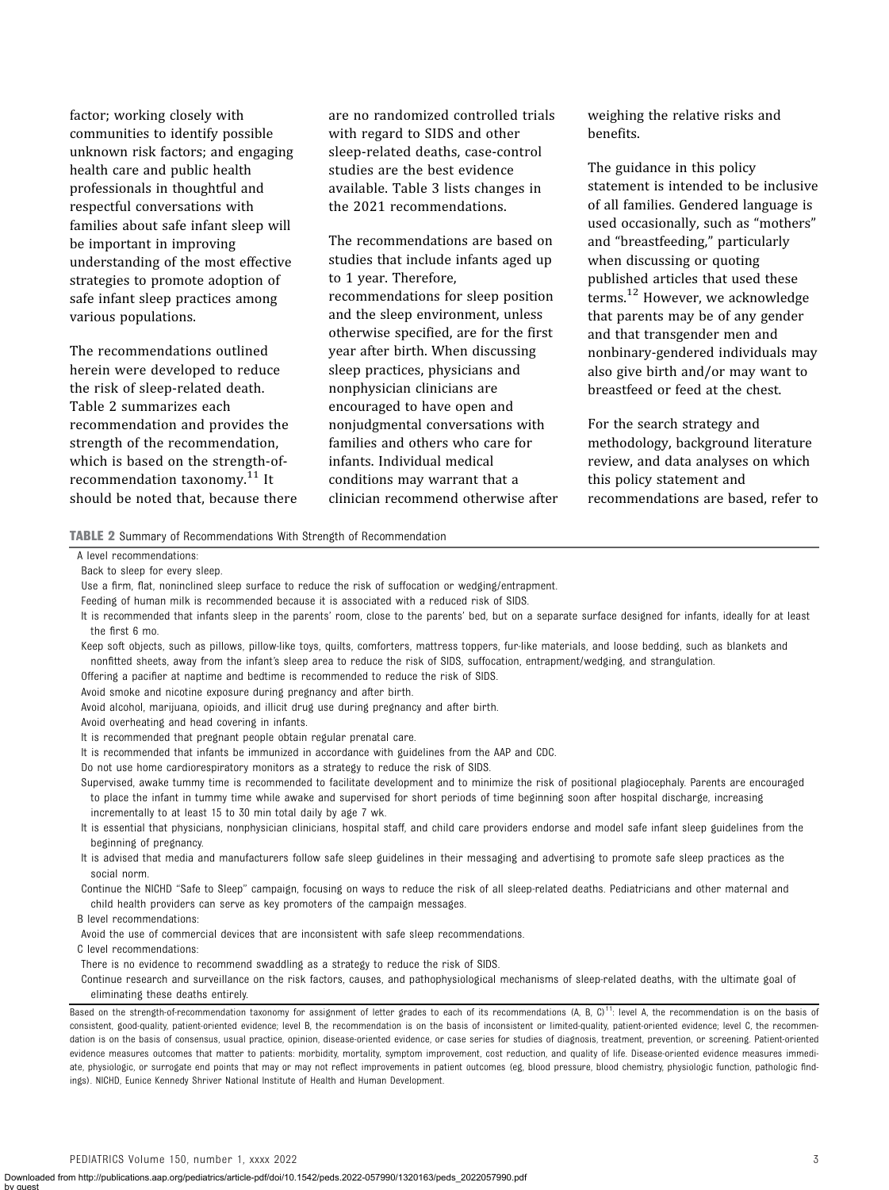factor; working closely with communities to identify possible unknown risk factors; and engaging health care and public health professionals in thoughtful and respectful conversations with families about safe infant sleep will be important in improving understanding of the most effective strategies to promote adoption of safe infant sleep practices among various populations.

The recommendations outlined herein were developed to reduce the risk of sleep-related death. Table 2 summarizes each recommendation and provides the strength of the recommendation, which is based on the strength-of-recommendation taxonomy.[11] It should be noted that, because there are no randomized controlled trials with regard to SIDS and other sleep-related deaths, case-control studies are the best evidence available. Table 3 lists changes in the 2021 recommendations.

The recommendations are based on studies that include infants aged up to 1 year. Therefore, recommendations for sleep position and the sleep environment, unless otherwise specified, are for the first year after birth. When discussing sleep practices, physicians and nonphysician clinicians are encouraged to have open and nonjudgmental conversations with families and others who care for infants. Individual medical conditions may warrant that a clinician recommend otherwise after weighing the relative risks and benefits.

The guidance in this policy statement is intended to be inclusive of all families. Gendered language is used occasionally, such as "mothers" and "breastfeeding," particularly when discussing or quoting published articles that used these terms.[12] However, we acknowledge that parents may be of any gender and that transgender men and nonbinary-gendered individuals may also give birth and/or may want to breastfeed or feed at the chest.

For the search strategy and methodology, background literature review, and data analyses on which this policy statement and recommendations are based, refer to

**TABLE 2** Summary of Recommendations With Strength of Recommendation

| |
|---|
| A level recommendations: |
| Back to sleep for every sleep. |
| Use a firm, flat, noninclined sleep surface to reduce the risk of suffocation or wedging/entrapment. |
| Feeding of human milk is recommended because it is associated with a reduced risk of SIDS. |
| It is recommended that infants sleep in the parents' room, close to the parents' bed, but on a separate surface designed for infants, ideally for at least the first 6 mo. |
| Keep soft objects, such as pillows, pillow-like toys, quilts, comforters, mattress toppers, fur-like materials, and loose bedding, such as blankets and nonfitted sheets, away from the infant's sleep area to reduce the risk of SIDS, suffocation, entrapment/wedging, and strangulation. |
| Offering a pacifier at naptime and bedtime is recommended to reduce the risk of SIDS. |
| Avoid smoke and nicotine exposure during pregnancy and after birth. |
| Avoid alcohol, marijuana, opioids, and illicit drug use during pregnancy and after birth. |
| Avoid overheating and head covering in infants. |
| It is recommended that pregnant people obtain regular prenatal care. |
| It is recommended that infants be immunized in accordance with guidelines from the AAP and CDC. |
| Do not use home cardiorespiratory monitors as a strategy to reduce the risk of SIDS. |
| Supervised, awake tummy time is recommended to facilitate development and to minimize the risk of positional plagiocephaly. Parents are encouraged to place the infant in tummy time while awake and supervised for short periods of time beginning soon after hospital discharge, increasing incrementally to at least 15 to 30 min total daily by age 7 wk. |
| It is essential that physicians, nonphysician clinicians, hospital staff, and child care providers endorse and model safe infant sleep guidelines from the beginning of pregnancy. |
| It is advised that media and manufacturers follow safe sleep guidelines in their messaging and advertising to promote safe sleep practices as the social norm. |
| Continue the NICHD "Safe to Sleep" campaign, focusing on ways to reduce the risk of all sleep-related deaths. Pediatricians and other maternal and child health providers can serve as key promoters of the campaign messages. |
| B level recommendations: |
| Avoid the use of commercial devices that are inconsistent with safe sleep recommendations. |
| C level recommendations: |
| There is no evidence to recommend swaddling as a strategy to reduce the risk of SIDS. |
| Continue research and surveillance on the risk factors, causes, and pathophysiological mechanisms of sleep-related deaths, with the ultimate goal of eliminating these deaths entirely. |

Based on the strength-of-recommendation taxonomy for assignment of letter grades to each of its recommendations (A, B, C)[11]: level A, the recommendation is on the basis of consistent, good-quality, patient-oriented evidence; level B, the recommendation is on the basis of inconsistent or limited-quality, patient-oriented evidence; level C, the recommendation is on the basis of consensus, usual practice, opinion, disease-oriented evidence, or case series for studies of diagnosis, treatment, prevention, or screening. Patient-oriented evidence measures outcomes that matter to patients: morbidity, mortality, symptom improvement, cost reduction, and quality of life. Disease-oriented evidence measures immediate, physiologic, or surrogate end points that may or may not reflect improvements in patient outcomes (eg, blood pressure, blood chemistry, physiologic function, pathologic findings). NICHD, Eunice Kennedy Shriver National Institute of Health and Human Development.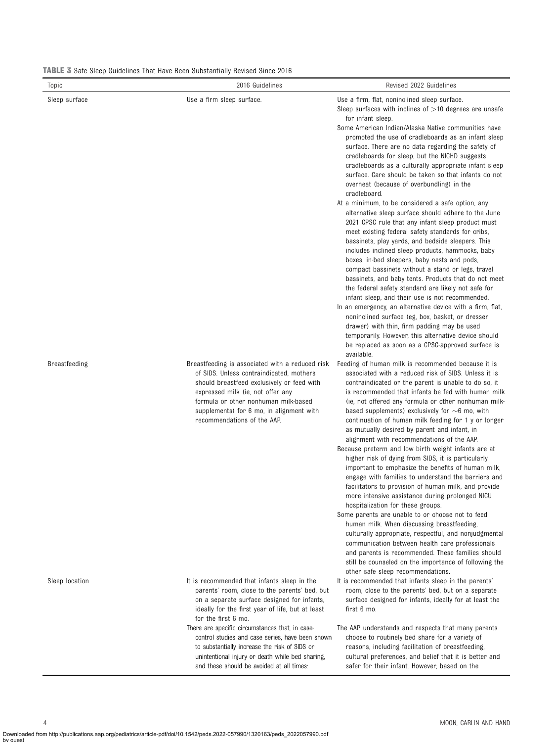**TABLE 3** Safe Sleep Guidelines That Have Been Substantially Revised Since 2016

| Topic | 2016 Guidelines | Revised 2022 Guidelines |
|---|---|---|
| Sleep surface | Use a firm sleep surface. | Use a firm, flat, noninclined sleep surface.<br>Sleep surfaces with inclines of >10 degrees are unsafe for infant sleep.<br>Some American Indian/Alaska Native communities have promoted the use of cradleboards as an infant sleep surface. There are no data regarding the safety of cradleboards for sleep, but the NICHD suggests cradleboards as a culturally appropriate infant sleep surface. Care should be taken so that infants do not overheat (because of overbundling) in the cradleboard.<br>At a minimum, to be considered a safe option, any alternative sleep surface should adhere to the June 2021 CPSC rule that any infant sleep product must meet existing federal safety standards for cribs, bassinets, play yards, and bedside sleepers. This includes inclined sleep products, hammocks, baby boxes, in-bed sleepers, baby nests and pods, compact bassinets without a stand or legs, travel bassinets, and baby tents. Products that do not meet the federal safety standard are likely not safe for infant sleep, and their use is not recommended.<br>In an emergency, an alternative device with a firm, flat, noninclined surface (eg, box, basket, or dresser drawer) with thin, firm padding may be used temporarily. However, this alternative device should be replaced as soon as a CPSC-approved surface is available. |
| Breastfeeding | Breastfeeding is associated with a reduced risk of SIDS. Unless contraindicated, mothers should breastfeed exclusively or feed with expressed milk (ie, not offer any formula or other nonhuman milk-based supplements) for 6 mo, in alignment with recommendations of the AAP. | Feeding of human milk is recommended because it is associated with a reduced risk of SIDS. Unless it is contraindicated or the parent is unable to do so, it is recommended that infants be fed with human milk (ie, not offered any formula or other nonhuman milk-based supplements) exclusively for ~6 mo, with continuation of human milk feeding for 1 y or longer as mutually desired by parent and infant, in alignment with recommendations of the AAP.<br>Because preterm and low birth weight infants are at higher risk of dying from SIDS, it is particularly important to emphasize the benefits of human milk, engage with families to understand the barriers and facilitators to provision of human milk, and provide more intensive assistance during prolonged NICU hospitalization for these groups.<br>Some parents are unable to or choose not to feed human milk. When discussing breastfeeding, culturally appropriate, respectful, and nonjudgmental communication between health care professionals and parents is recommended. These families should still be counseled on the importance of following the other safe sleep recommendations. |
| Sleep location | It is recommended that infants sleep in the parents' room, close to the parents' bed, but on a separate surface designed for infants, ideally for the first year of life, but at least for the first 6 mo. | It is recommended that infants sleep in the parents' room, close to the parents' bed, but on a separate surface designed for infants, ideally for at least the first 6 mo. |
| | There are specific circumstances that, in case-control studies and case series, have been shown to substantially increase the risk of SIDS or unintentional injury or death while bed sharing, and these should be avoided at all times: | The AAP understands and respects that many parents choose to routinely bed share for a variety of reasons, including facilitation of breastfeeding, cultural preferences, and belief that it is better and safer for their infant. However, based on the |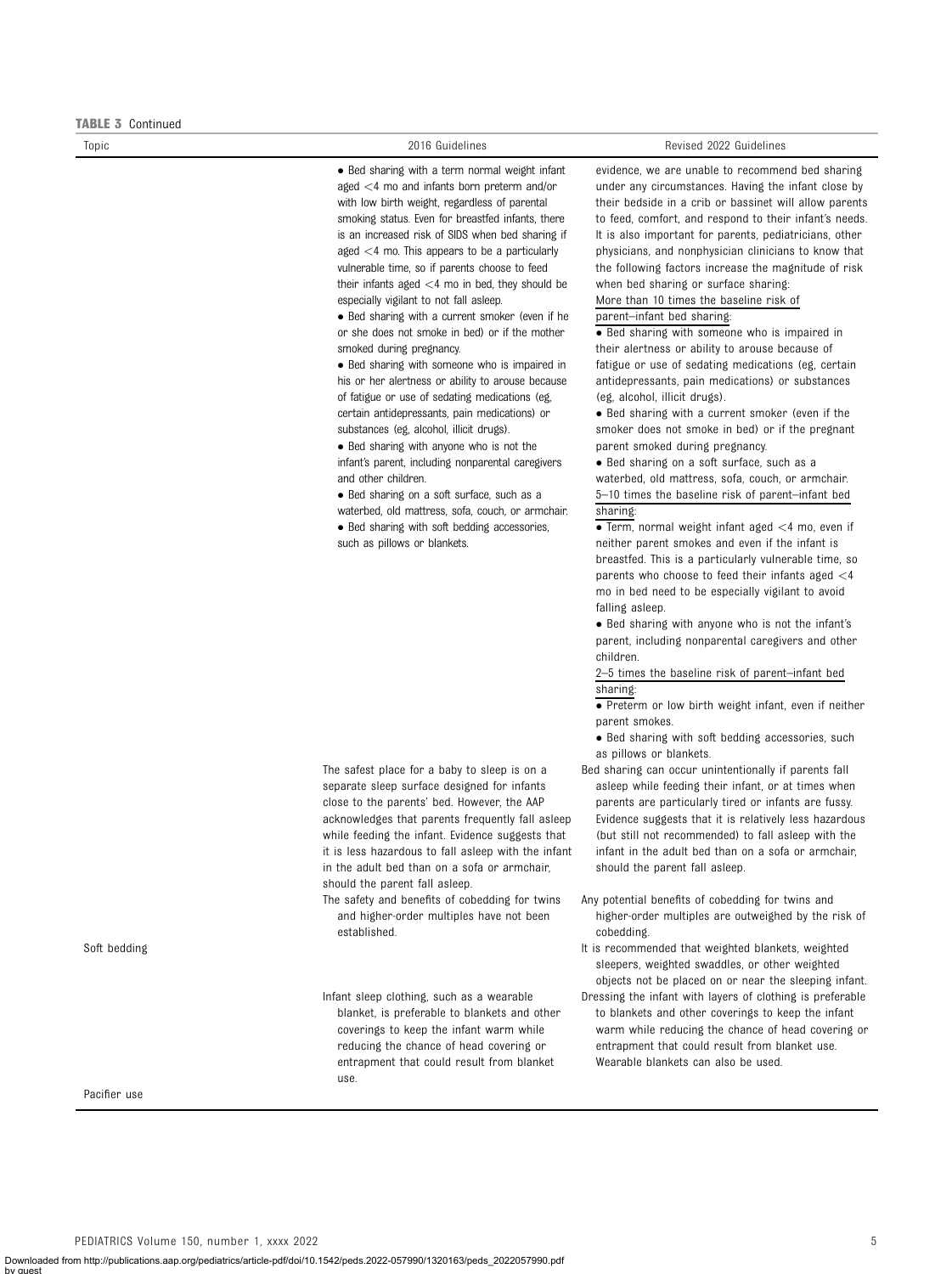**TABLE 3** Continued

| Topic | 2016 Guidelines | Revised 2022 Guidelines |
|---|---|---|
| | • Bed sharing with a term normal weight infant aged <4 mo and infants born preterm and/or with low birth weight, regardless of parental smoking status. Even for breastfed infants, there is an increased risk of SIDS when bed sharing if aged <4 mo. This appears to be a particularly vulnerable time, so if parents choose to feed their infants aged <4 mo in bed, they should be especially vigilant to not fall asleep.<br>• Bed sharing with a current smoker (even if he or she does not smoke in bed) or if the mother smoked during pregnancy.<br>• Bed sharing with someone who is impaired in his or her alertness or ability to arouse because of fatigue or use of sedating medications (eg, certain antidepressants, pain medications) or substances (eg, alcohol, illicit drugs).<br>• Bed sharing with anyone who is not the infant's parent, including nonparental caregivers and other children.<br>• Bed sharing on a soft surface, such as a waterbed, old mattress, sofa, couch, or armchair.<br>• Bed sharing with soft bedding accessories, such as pillows or blankets. | evidence, we are unable to recommend bed sharing under any circumstances. Having the infant close by their bedside in a crib or bassinet will allow parents to feed, comfort, and respond to their infant's needs. It is also important for parents, pediatricians, other physicians, and nonphysician clinicians to know that the following factors increase the magnitude of risk when bed sharing or surface sharing:<br>More than 10 times the baseline risk of parent–infant bed sharing:<br>• Bed sharing with someone who is impaired in their alertness or ability to arouse because of fatigue or use of sedating medications (eg, certain antidepressants, pain medications) or substances (eg, alcohol, illicit drugs).<br>• Bed sharing with a current smoker (even if the smoker does not smoke in bed) or if the pregnant parent smoked during pregnancy.<br>• Bed sharing on a soft surface, such as a waterbed, old mattress, sofa, couch, or armchair.<br>5–10 times the baseline risk of parent–infant bed sharing:<br>• Term, normal weight infant aged <4 mo, even if neither parent smokes and even if the infant is breastfed. This is a particularly vulnerable time, so parents who choose to feed their infants aged <4 mo in bed need to be especially vigilant to avoid falling asleep.<br>• Bed sharing with anyone who is not the infant's parent, including nonparental caregivers and other children.<br>2–5 times the baseline risk of parent–infant bed sharing:<br>• Preterm or low birth weight infant, even if neither parent smokes.<br>• Bed sharing with soft bedding accessories, such as pillows or blankets. |
| | The safest place for a baby to sleep is on a separate sleep surface designed for infants close to the parents' bed. However, the AAP acknowledges that parents frequently fall asleep while feeding the infant. Evidence suggests that it is less hazardous to fall asleep with the infant in the adult bed than on a sofa or armchair, should the parent fall asleep. | Bed sharing can occur unintentionally if parents fall asleep while feeding their infant, or at times when parents are particularly tired or infants are fussy. Evidence suggests that it is relatively less hazardous (but still not recommended) to fall asleep with the infant in the adult bed than on a sofa or armchair, should the parent fall asleep. |
| | The safety and benefits of cobedding for twins and higher-order multiples have not been established. | Any potential benefits of cobedding for twins and higher-order multiples are outweighed by the risk of cobedding. |
| Soft bedding | | It is recommended that weighted blankets, weighted sleepers, weighted swaddles, or other weighted objects not be placed on or near the sleeping infant. |
| | Infant sleep clothing, such as a wearable blanket, is preferable to blankets and other coverings to keep the infant warm while reducing the chance of head covering or entrapment that could result from blanket use. | Dressing the infant with layers of clothing is preferable to blankets and other coverings to keep the infant warm while reducing the chance of head covering or entrapment that could result from blanket use. Wearable blankets can also be used. |
| Pacifier use | | |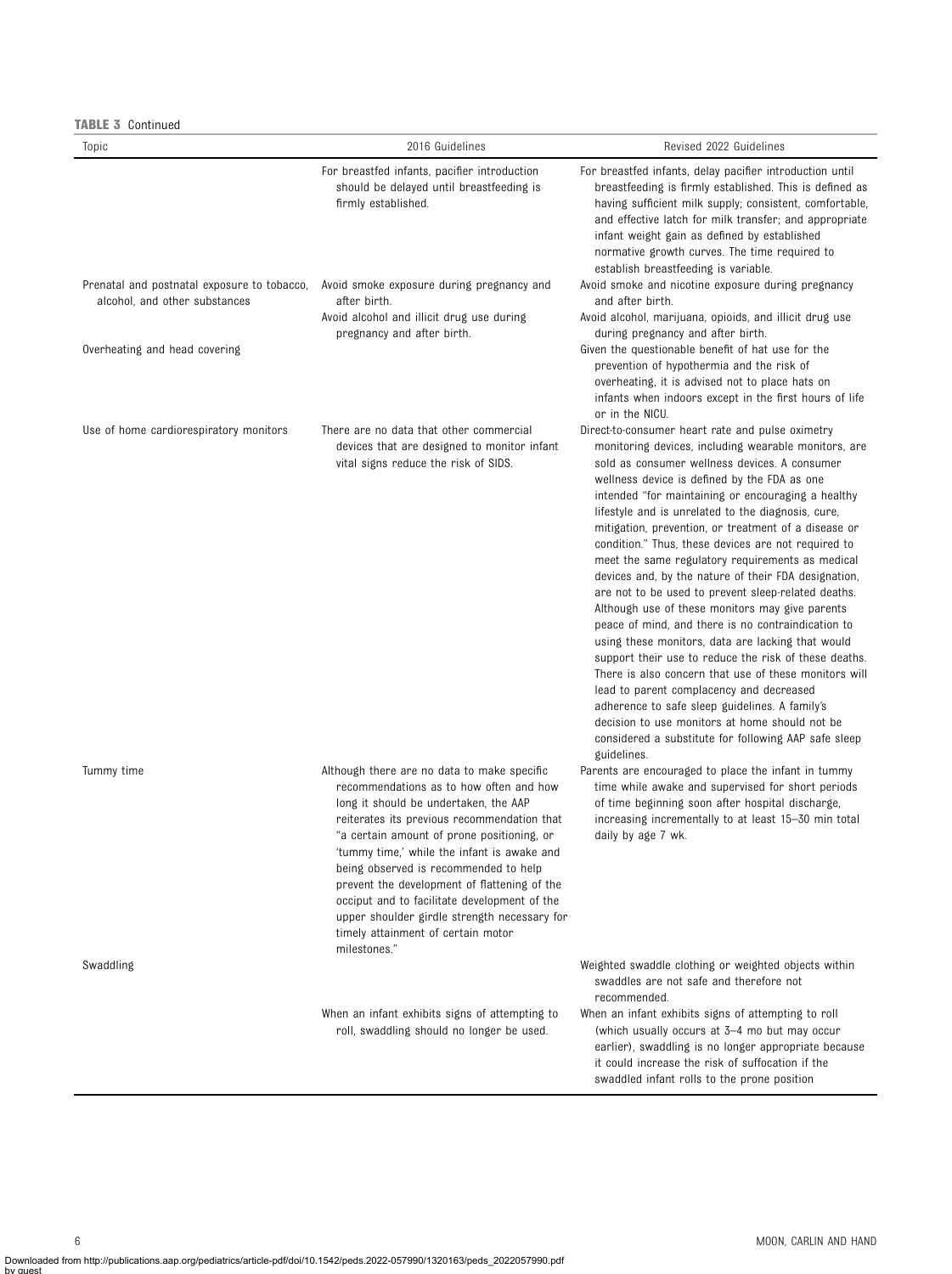**TABLE 3** Continued

| Topic | 2016 Guidelines | Revised 2022 Guidelines |
|---|---|---|
| | For breastfed infants, pacifier introduction should be delayed until breastfeeding is firmly established. | For breastfed infants, delay pacifier introduction until breastfeeding is firmly established. This is defined as having sufficient milk supply; consistent, comfortable, and effective latch for milk transfer; and appropriate infant weight gain as defined by established normative growth curves. The time required to establish breastfeeding is variable. |
| Prenatal and postnatal exposure to tobacco, alcohol, and other substances | Avoid smoke exposure during pregnancy and after birth. | Avoid smoke and nicotine exposure during pregnancy and after birth. |
| | Avoid alcohol and illicit drug use during pregnancy and after birth. | Avoid alcohol, marijuana, opioids, and illicit drug use during pregnancy and after birth. |
| Overheating and head covering | | Given the questionable benefit of hat use for the prevention of hypothermia and the risk of overheating, it is advised not to place hats on infants when indoors except in the first hours of life or in the NICU. |
| Use of home cardiorespiratory monitors | There are no data that other commercial devices that are designed to monitor infant vital signs reduce the risk of SIDS. | Direct-to-consumer heart rate and pulse oximetry monitoring devices, including wearable monitors, are sold as consumer wellness devices. A consumer wellness device is defined by the FDA as one intended "for maintaining or encouraging a healthy lifestyle and is unrelated to the diagnosis, cure, mitigation, prevention, or treatment of a disease or condition." Thus, these devices are not required to meet the same regulatory requirements as medical devices and, by the nature of their FDA designation, are not to be used to prevent sleep-related deaths. Although use of these monitors may give parents peace of mind, and there is no contraindication to using these monitors, data are lacking that would support their use to reduce the risk of these deaths. There is also concern that use of these monitors will lead to parent complacency and decreased adherence to safe sleep guidelines. A family's decision to use monitors at home should not be considered a substitute for following AAP safe sleep guidelines. |
| Tummy time | Although there are no data to make specific recommendations as to how often and how long it should be undertaken, the AAP reiterates its previous recommendation that "a certain amount of prone positioning, or 'tummy time,' while the infant is awake and being observed is recommended to help prevent the development of flattening of the occiput and to facilitate development of the upper shoulder girdle strength necessary for timely attainment of certain motor milestones." | Parents are encouraged to place the infant in tummy time while awake and supervised for short periods of time beginning soon after hospital discharge, increasing incrementally to at least 15–30 min total daily by age 7 wk. |
| Swaddling | | Weighted swaddle clothing or weighted objects within swaddles are not safe and therefore not recommended. |
| | When an infant exhibits signs of attempting to roll, swaddling should no longer be used. | When an infant exhibits signs of attempting to roll (which usually occurs at 3–4 mo but may occur earlier), swaddling is no longer appropriate because it could increase the risk of suffocation if the swaddled infant rolls to the prone position |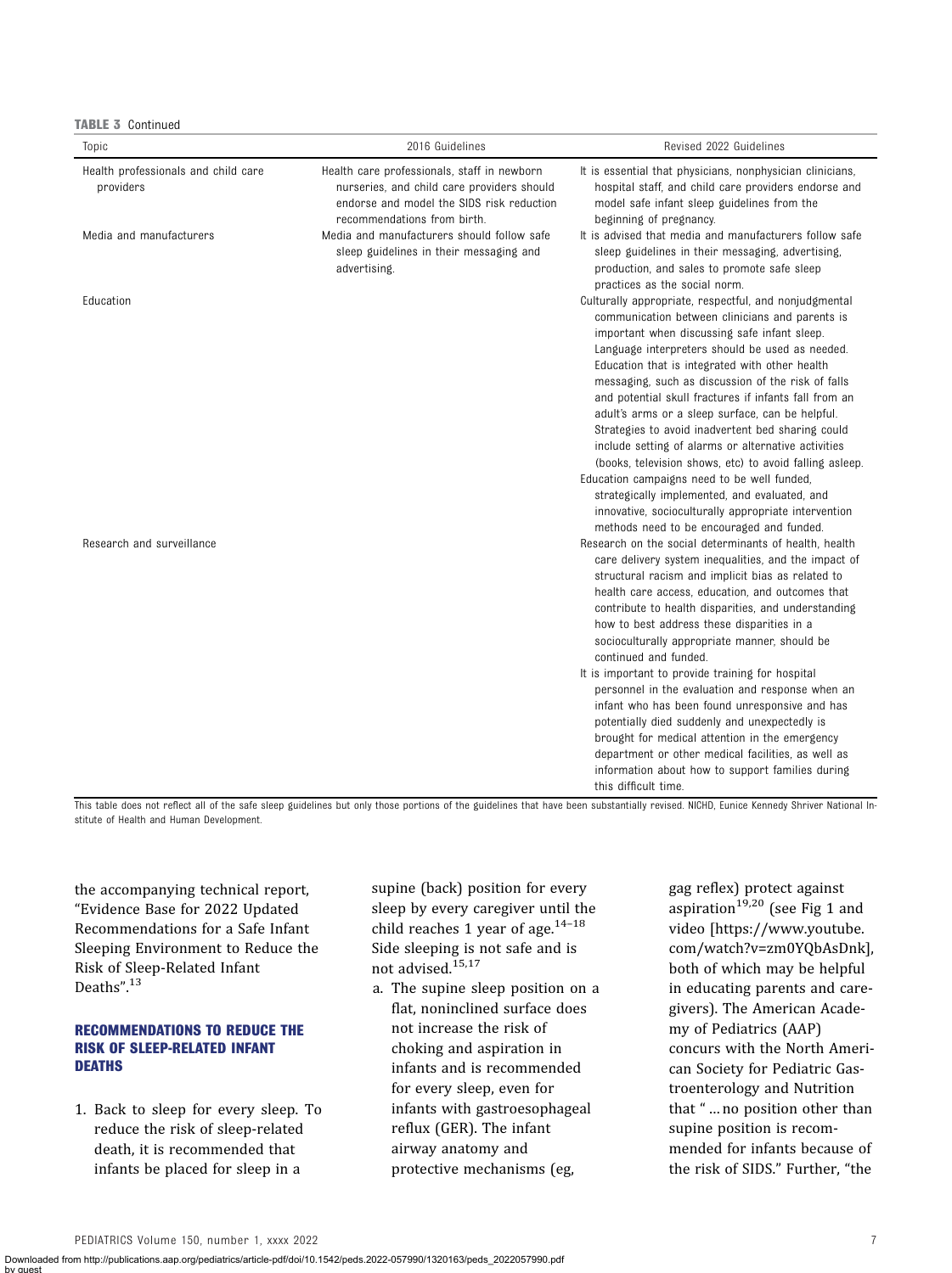**TABLE 3** Continued

| Topic | 2016 Guidelines | Revised 2022 Guidelines |
|---|---|---|
| Health professionals and child care providers | Health care professionals, staff in newborn nurseries, and child care providers should endorse and model the SIDS risk reduction recommendations from birth. | It is essential that physicians, nonphysician clinicians, hospital staff, and child care providers endorse and model safe infant sleep guidelines from the beginning of pregnancy. |
| Media and manufacturers | Media and manufacturers should follow safe sleep guidelines in their messaging and advertising. | It is advised that media and manufacturers follow safe sleep guidelines in their messaging, advertising, production, and sales to promote safe sleep practices as the social norm. |
| Education | | Culturally appropriate, respectful, and nonjudgmental communication between clinicians and parents is important when discussing safe infant sleep. Language interpreters should be used as needed. Education that is integrated with other health messaging, such as discussion of the risk of falls and potential skull fractures if infants fall from an adult's arms or a sleep surface, can be helpful. Strategies to avoid inadvertent bed sharing could include setting of alarms or alternative activities (books, television shows, etc) to avoid falling asleep. Education campaigns need to be well funded, strategically implemented, and evaluated, and innovative, socioculturally appropriate intervention methods need to be encouraged and funded. |
| Research and surveillance | | Research on the social determinants of health, health care delivery system inequalities, and the impact of structural racism and implicit bias as related to health care access, education, and outcomes that contribute to health disparities, and understanding how to best address these disparities in a socioculturally appropriate manner, should be continued and funded. It is important to provide training for hospital personnel in the evaluation and response when an infant who has been found unresponsive and has potentially died suddenly and unexpectedly is brought for medical attention in the emergency department or other medical facilities, as well as information about how to support families during this difficult time. |

This table does not reflect all of the safe sleep guidelines but only those portions of the guidelines that have been substantially revised. NICHD, Eunice Kennedy Shriver National Institute of Health and Human Development.

the accompanying technical report, "Evidence Base for 2022 Updated Recommendations for a Safe Infant Sleeping Environment to Reduce the Risk of Sleep-Related Infant Deaths".[13]

## RECOMMENDATIONS TO REDUCE THE RISK OF SLEEP-RELATED INFANT DEATHS

1. Back to sleep for every sleep. To reduce the risk of sleep-related death, it is recommended that infants be placed for sleep in a supine (back) position for every sleep by every caregiver until the child reaches 1 year of age.[14–18] Side sleeping is not safe and is not advised.[15,17]
   a. The supine sleep position on a flat, noninclined surface does not increase the risk of choking and aspiration in infants and is recommended for every sleep, even for infants with gastroesophageal reflux (GER). The infant airway anatomy and protective mechanisms (eg, gag reflex) protect against aspiration[19,20] (see Fig 1 and video [https://www.youtube.com/watch?v=zm0YQbAsDnk], both of which may be helpful in educating parents and caregivers). The American Academy of Pediatrics (AAP) concurs with the North American Society for Pediatric Gastroenterology and Nutrition that "…no position other than supine position is recommended for infants because of the risk of SIDS." Further, "the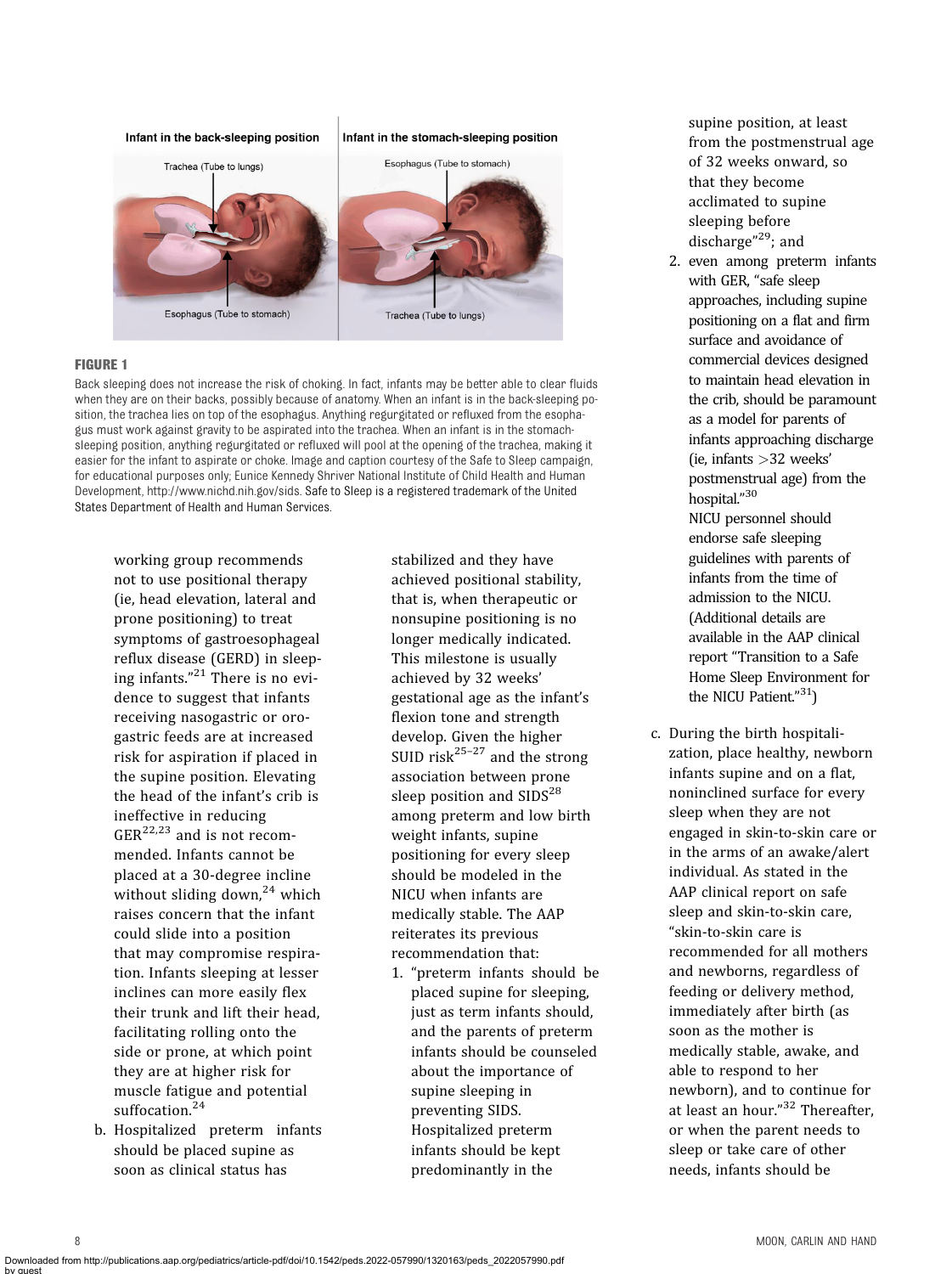**FIGURE 1**

Back sleeping does not increase the risk of choking. In fact, infants may be better able to clear fluids when they are on their backs, possibly because of anatomy. When an infant is in the back-sleeping position, the trachea lies on top of the esophagus. Anything regurgitated or refluxed from the esophagus must work against gravity to be aspirated into the trachea. When an infant is in the stomach-sleeping position, anything regurgitated or refluxed will pool at the opening of the trachea, making it easier for the infant to aspirate or choke. Image and caption courtesy of the Safe to Sleep campaign, for educational purposes only; Eunice Kennedy Shriver National Institute of Child Health and Human Development, http://www.nichd.nih.gov/sids. Safe to Sleep is a registered trademark of the United States Department of Health and Human Services.

working group recommends not to use positional therapy (ie, head elevation, lateral and prone positioning) to treat symptoms of gastroesophageal reflux disease (GERD) in sleeping infants."[21] There is no evidence to suggest that infants receiving nasogastric or orogastric feeds are at increased risk for aspiration if placed in the supine position. Elevating the head of the infant's crib is ineffective in reducing GER[22,23] and is not recommended. Infants cannot be placed at a 30-degree incline without sliding down,[24] which raises concern that the infant could slide into a position that may compromise respiration. Infants sleeping at lesser inclines can more easily flex their trunk and lift their head, facilitating rolling onto the side or prone, at which point they are at higher risk for muscle fatigue and potential suffocation.[24]

b. Hospitalized preterm infants should be placed supine as soon as clinical status has stabilized and they have achieved positional stability, that is, when therapeutic or nonsupine positioning is no longer medically indicated. This milestone is usually achieved by 32 weeks' gestational age as the infant's flexion tone and strength develop. Given the higher SUID risk[25–27] and the strong association between prone sleep position and SIDS[28] among preterm and low birth weight infants, supine positioning for every sleep should be modeled in the NICU when infants are medically stable. The AAP reiterates its previous recommendation that:

1. "preterm infants should be placed supine for sleeping, just as term infants should, and the parents of preterm infants should be counseled about the importance of supine sleeping in preventing SIDS. Hospitalized preterm infants should be kept predominantly in the supine position, at least from the postmenstrual age of 32 weeks onward, so that they become acclimated to supine sleeping before discharge"[29]; and
2. even among preterm infants with GER, "safe sleep approaches, including supine positioning on a flat and firm surface and avoidance of commercial devices designed to maintain head elevation in the crib, should be paramount as a model for parents of infants approaching discharge (ie, infants >32 weeks' postmenstrual age) from the hospital."[30]

NICU personnel should endorse safe sleeping guidelines with parents of infants from the time of admission to the NICU. (Additional details are available in the AAP clinical report "Transition to a Safe Home Sleep Environment for the NICU Patient."[31])

c. During the birth hospitalization, place healthy, newborn infants supine and on a flat, noninclined surface for every sleep when they are not engaged in skin-to-skin care or in the arms of an awake/alert individual. As stated in the AAP clinical report on safe sleep and skin-to-skin care, "skin-to-skin care is recommended for all mothers and newborns, regardless of feeding or delivery method, immediately after birth (as soon as the mother is medically stable, awake, and able to respond to her newborn), and to continue for at least an hour."[32] Thereafter, or when the parent needs to sleep or take care of other needs, infants should be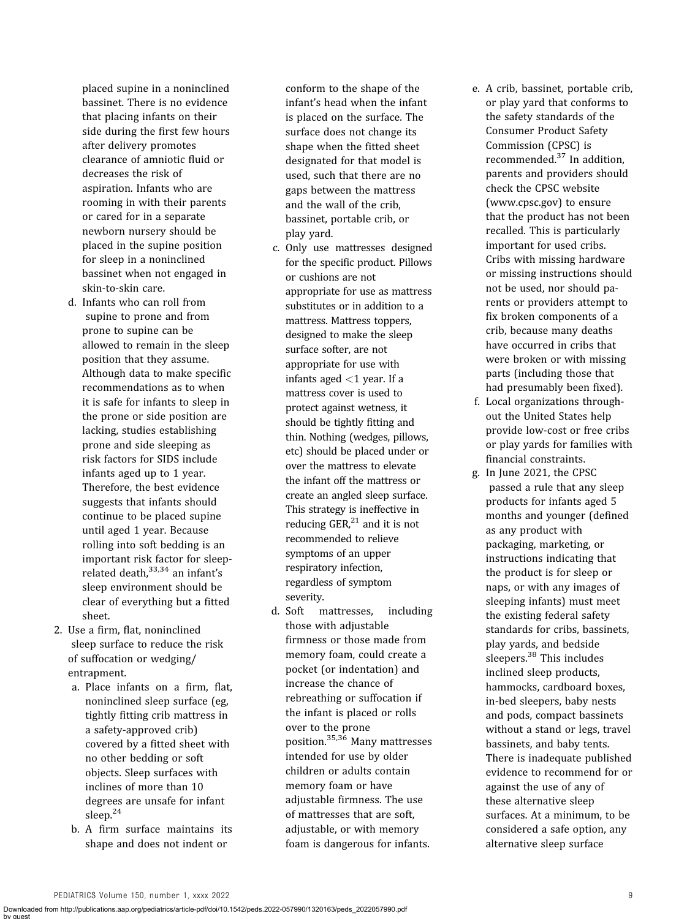placed supine in a noninclined bassinet. There is no evidence that placing infants on their side during the first few hours after delivery promotes clearance of amniotic fluid or decreases the risk of aspiration. Infants who are rooming in with their parents or cared for in a separate newborn nursery should be placed in the supine position for sleep in a noninclined bassinet when not engaged in skin-to-skin care.

   d. Infants who can roll from supine to prone and from prone to supine can be allowed to remain in the sleep position that they assume. Although data to make specific recommendations as to when it is safe for infants to sleep in the prone or side position are lacking, studies establishing prone and side sleeping as risk factors for SIDS include infants aged up to 1 year. Therefore, the best evidence suggests that infants should continue to be placed supine until aged 1 year. Because rolling into soft bedding is an important risk factor for sleep-related death,[33,34] an infant's sleep environment should be clear of everything but a fitted sheet.

2. Use a firm, flat, noninclined sleep surface to reduce the risk of suffocation or wedging/entrapment.
   a. Place infants on a firm, flat, noninclined sleep surface (eg, tightly fitting crib mattress in a safety-approved crib) covered by a fitted sheet with no other bedding or soft objects. Sleep surfaces with inclines of more than 10 degrees are unsafe for infant sleep.[24]
   b. A firm surface maintains its shape and does not indent or conform to the shape of the infant's head when the infant is placed on the surface. The surface does not change its shape when the fitted sheet designated for that model is used, such that there are no gaps between the mattress and the wall of the crib, bassinet, portable crib, or play yard.
   c. Only use mattresses designed for the specific product. Pillows or cushions are not appropriate for use as mattress substitutes or in addition to a mattress. Mattress toppers, designed to make the sleep surface softer, are not appropriate for use with infants aged <1 year. If a mattress cover is used to protect against wetness, it should be tightly fitting and thin. Nothing (wedges, pillows, etc) should be placed under or over the mattress to elevate the infant off the mattress or create an angled sleep surface. This strategy is ineffective in reducing GER,[21] and it is not recommended to relieve symptoms of an upper respiratory infection, regardless of symptom severity.
   d. Soft mattresses, including those with adjustable firmness or those made from memory foam, could create a pocket (or indentation) and increase the chance of rebreathing or suffocation if the infant is placed or rolls over to the prone position.[35,36] Many mattresses intended for use by older children or adults contain memory foam or have adjustable firmness. The use of mattresses that are soft, adjustable, or with memory foam is dangerous for infants.
   e. A crib, bassinet, portable crib, or play yard that conforms to the safety standards of the Consumer Product Safety Commission (CPSC) is recommended.[37] In addition, parents and providers should check the CPSC website (www.cpsc.gov) to ensure that the product has not been recalled. This is particularly important for used cribs. Cribs with missing hardware or missing instructions should not be used, nor should parents or providers attempt to fix broken components of a crib, because many deaths have occurred in cribs that were broken or with missing parts (including those that had presumably been fixed).
   f. Local organizations throughout the United States help provide low-cost or free cribs or play yards for families with financial constraints.
   g. In June 2021, the CPSC passed a rule that any sleep products for infants aged 5 months and younger (defined as any product with packaging, marketing, or instructions indicating that the product is for sleep or naps, or with any images of sleeping infants) must meet the existing federal safety standards for cribs, bassinets, play yards, and bedside sleepers.[38] This includes inclined sleep products, hammocks, cardboard boxes, in-bed sleepers, baby nests and pods, compact bassinets without a stand or legs, travel bassinets, and baby tents. There is inadequate published evidence to recommend for or against the use of any of these alternative sleep surfaces. At a minimum, to be considered a safe option, any alternative sleep surface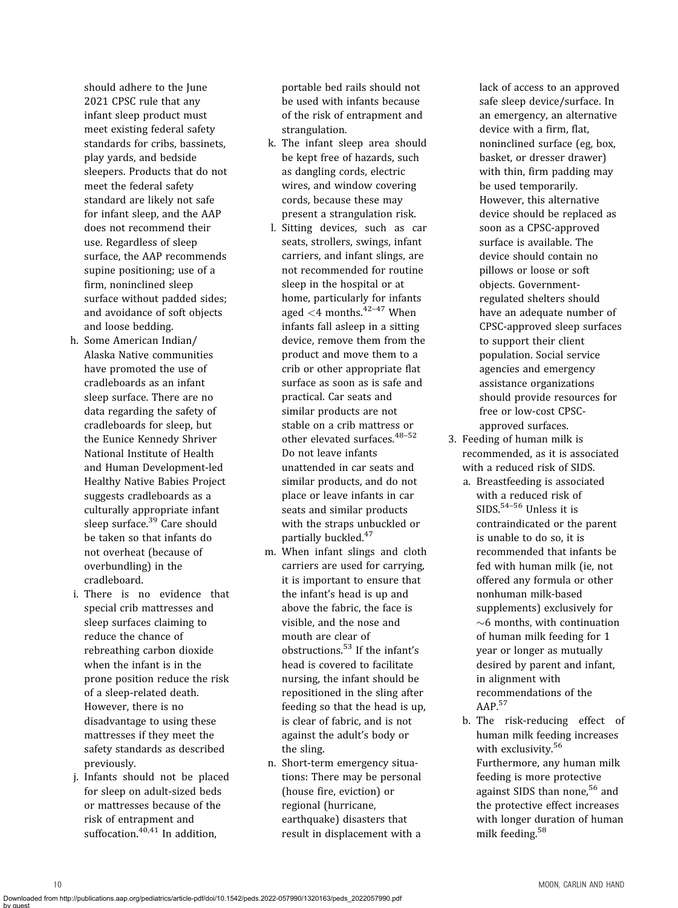should adhere to the June 2021 CPSC rule that any infant sleep product must meet existing federal safety standards for cribs, bassinets, play yards, and bedside sleepers. Products that do not meet the federal safety standard are likely not safe for infant sleep, and the AAP does not recommend their use. Regardless of sleep surface, the AAP recommends supine positioning; use of a firm, noninclined sleep surface without padded sides; and avoidance of soft objects and loose bedding.

h. Some American Indian/Alaska Native communities have promoted the use of cradleboards as an infant sleep surface. There are no data regarding the safety of cradleboards for sleep, but the Eunice Kennedy Shriver National Institute of Health and Human Development-led Healthy Native Babies Project suggests cradleboards as a culturally appropriate infant sleep surface.[39] Care should be taken so that infants do not overheat (because of overbundling) in the cradleboard.

i. There is no evidence that special crib mattresses and sleep surfaces claiming to reduce the chance of rebreathing carbon dioxide when the infant is in the prone position reduce the risk of a sleep-related death. However, there is no disadvantage to using these mattresses if they meet the safety standards as described previously.

j. Infants should not be placed for sleep on adult-sized beds or mattresses because of the risk of entrapment and suffocation.[40,41] In addition, portable bed rails should not be used with infants because of the risk of entrapment and strangulation.

k. The infant sleep area should be kept free of hazards, such as dangling cords, electric wires, and window covering cords, because these may present a strangulation risk.

l. Sitting devices, such as car seats, strollers, swings, infant carriers, and infant slings, are not recommended for routine sleep in the hospital or at home, particularly for infants aged <4 months.[42–47] When infants fall asleep in a sitting device, remove them from the product and move them to a crib or other appropriate flat surface as soon as is safe and practical. Car seats and similar products are not stable on a crib mattress or other elevated surfaces.[48–52] Do not leave infants unattended in car seats and similar products, and do not place or leave infants in car seats and similar products with the straps unbuckled or partially buckled.[47]

m. When infant slings and cloth carriers are used for carrying, it is important to ensure that the infant's head is up and above the fabric, the face is visible, and the nose and mouth are clear of obstructions.[53] If the infant's head is covered to facilitate nursing, the infant should be repositioned in the sling after feeding so that the head is up, is clear of fabric, and is not against the adult's body or the sling.

n. Short-term emergency situations: There may be personal (house fire, eviction) or regional (hurricane, earthquake) disasters that result in displacement with a lack of access to an approved safe sleep device/surface. In an emergency, an alternative device with a firm, flat, noninclined surface (eg, box, basket, or dresser drawer) with thin, firm padding may be used temporarily. However, this alternative device should be replaced as soon as a CPSC-approved surface is available. The device should contain no pillows or loose or soft objects. Government-regulated shelters should have an adequate number of CPSC-approved sleep surfaces to support their client population. Social service agencies and emergency assistance organizations should provide resources for free or low-cost CPSC-approved surfaces.

3. Feeding of human milk is recommended, as it is associated with a reduced risk of SIDS.

   a. Breastfeeding is associated with a reduced risk of SIDS.[54–56] Unless it is contraindicated or the parent is unable to do so, it is recommended that infants be fed with human milk (ie, not offered any formula or other nonhuman milk-based supplements) exclusively for ~6 months, with continuation of human milk feeding for 1 year or longer as mutually desired by parent and infant, in alignment with recommendations of the AAP.[57]

   b. The risk-reducing effect of human milk feeding increases with exclusivity.[56] Furthermore, any human milk feeding is more protective against SIDS than none,[56] and the protective effect increases with longer duration of human milk feeding.[58]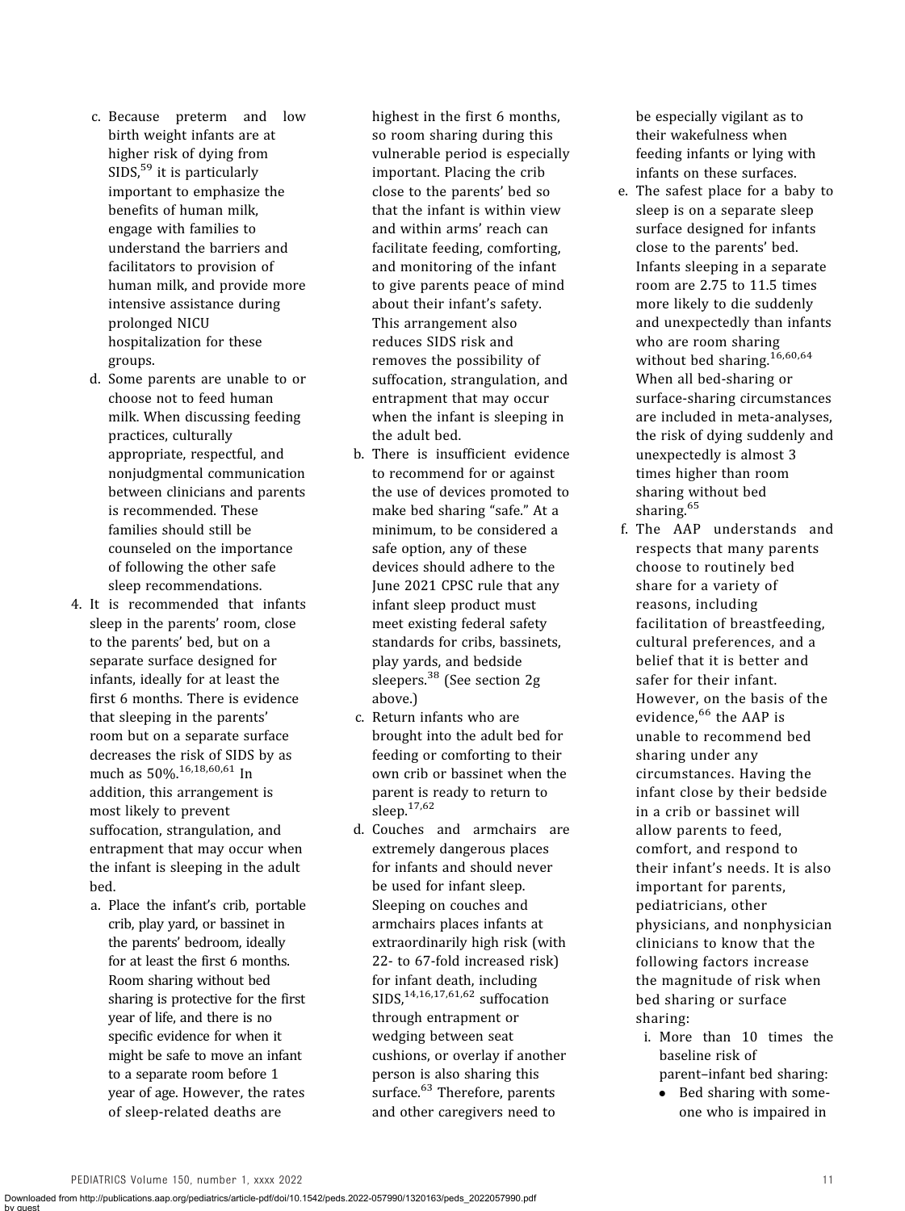c. Because preterm and low birth weight infants are at higher risk of dying from SIDS,[59] it is particularly important to emphasize the benefits of human milk, engage with families to understand the barriers and facilitators to provision of human milk, and provide more intensive assistance during prolonged NICU hospitalization for these groups.

d. Some parents are unable to or choose not to feed human milk. When discussing feeding practices, culturally appropriate, respectful, and nonjudgmental communication between clinicians and parents is recommended. These families should still be counseled on the importance of following the other safe sleep recommendations.

4. It is recommended that infants sleep in the parents' room, close to the parents' bed, but on a separate surface designed for infants, ideally for at least the first 6 months. There is evidence that sleeping in the parents' room but on a separate surface decreases the risk of SIDS by as much as 50%.[16,18,60,61] In addition, this arrangement is most likely to prevent suffocation, strangulation, and entrapment that may occur when the infant is sleeping in the adult bed.

   a. Place the infant's crib, portable crib, play yard, or bassinet in the parents' bedroom, ideally for at least the first 6 months. Room sharing without bed sharing is protective for the first year of life, and there is no specific evidence for when it might be safe to move an infant to a separate room before 1 year of age. However, the rates of sleep-related deaths are highest in the first 6 months, so room sharing during this vulnerable period is especially important. Placing the crib close to the parents' bed so that the infant is within view and within arms' reach can facilitate feeding, comforting, and monitoring of the infant to give parents peace of mind about their infant's safety. This arrangement also reduces SIDS risk and removes the possibility of suffocation, strangulation, and entrapment that may occur when the infant is sleeping in the adult bed.

   b. There is insufficient evidence to recommend for or against the use of devices promoted to make bed sharing "safe." At a minimum, to be considered a safe option, any of these devices should adhere to the June 2021 CPSC rule that any infant sleep product must meet existing federal safety standards for cribs, bassinets, play yards, and bedside sleepers.[38] (See section 2g above.)

   c. Return infants who are brought into the adult bed for feeding or comforting to their own crib or bassinet when the parent is ready to return to sleep.[17,62]

   d. Couches and armchairs are extremely dangerous places for infants and should never be used for infant sleep. Sleeping on couches and armchairs places infants at extraordinarily high risk (with 22- to 67-fold increased risk) for infant death, including SIDS,[14,16,17,61,62] suffocation through entrapment or wedging between seat cushions, or overlay if another person is also sharing this surface.[63] Therefore, parents and other caregivers need to be especially vigilant as to their wakefulness when feeding infants or lying with infants on these surfaces.

   e. The safest place for a baby to sleep is on a separate sleep surface designed for infants close to the parents' bed. Infants sleeping in a separate room are 2.75 to 11.5 times more likely to die suddenly and unexpectedly than infants who are room sharing without bed sharing.[16,60,64] When all bed-sharing or surface-sharing circumstances are included in meta-analyses, the risk of dying suddenly and unexpectedly is almost 3 times higher than room sharing without bed sharing.[65]

   f. The AAP understands and respects that many parents choose to routinely bed share for a variety of reasons, including facilitation of breastfeeding, cultural preferences, and a belief that it is better and safer for their infant. However, on the basis of the evidence,[66] the AAP is unable to recommend bed sharing under any circumstances. Having the infant close by their bedside in a crib or bassinet will allow parents to feed, comfort, and respond to their infant's needs. It is also important for parents, pediatricians, other physicians, and nonphysician clinicians to know that the following factors increase the magnitude of risk when bed sharing or surface sharing:

      i. More than 10 times the baseline risk of parent–infant bed sharing:
         - Bed sharing with someone who is impaired in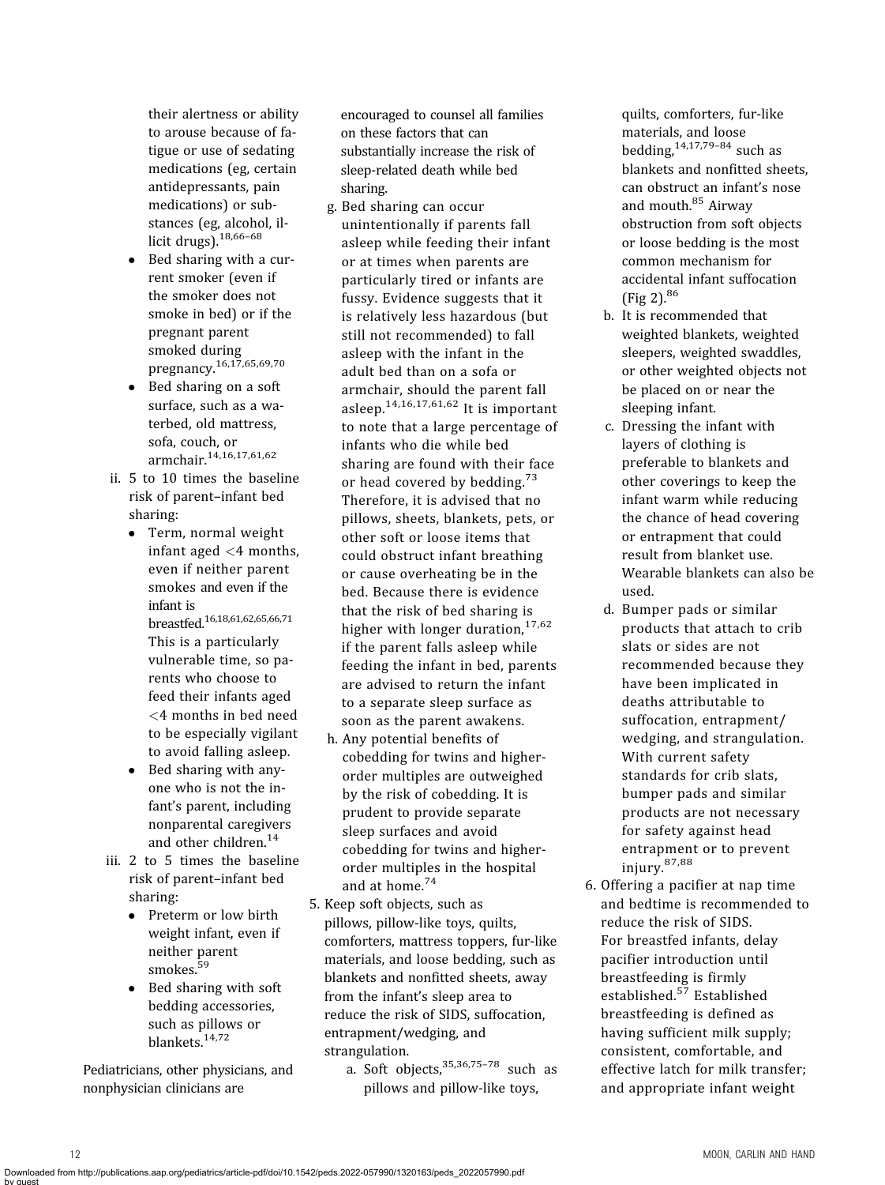their alertness or ability to arouse because of fatigue or use of sedating medications (eg, certain antidepressants, pain medications) or substances (eg, alcohol, illicit drugs).[18,66–68]
  - Bed sharing with a current smoker (even if the smoker does not smoke in bed) or if the pregnant parent smoked during pregnancy.[16,17,65,69,70]
  - Bed sharing on a soft surface, such as a waterbed, old mattress, sofa, couch, or armchair.[14,16,17,61,62]

ii. 5 to 10 times the baseline risk of parent–infant bed sharing:
  - Term, normal weight infant aged <4 months, even if neither parent smokes and even if the infant is breastfed.[16,18,61,62,65,66,71] This is a particularly vulnerable time, so parents who choose to feed their infants aged <4 months in bed need to be especially vigilant to avoid falling asleep.
  - Bed sharing with anyone who is not the infant's parent, including nonparental caregivers and other children.[14]

iii. 2 to 5 times the baseline risk of parent–infant bed sharing:
  - Preterm or low birth weight infant, even if neither parent smokes.[59]
  - Bed sharing with soft bedding accessories, such as pillows or blankets.[14,72]

Pediatricians, other physicians, and nonphysician clinicians are encouraged to counsel all families on these factors that can substantially increase the risk of sleep-related death while bed sharing.

g. Bed sharing can occur unintentionally if parents fall asleep while feeding their infant or at times when parents are particularly tired or infants are fussy. Evidence suggests that it is relatively less hazardous (but still not recommended) to fall asleep with the infant in the adult bed than on a sofa or armchair, should the parent fall asleep.[14,16,17,61,62] It is important to note that a large percentage of infants who die while bed sharing are found with their face or head covered by bedding.[73] Therefore, it is advised that no pillows, sheets, blankets, pets, or other soft or loose items that could obstruct infant breathing or cause overheating be in the bed. Because there is evidence that the risk of bed sharing is higher with longer duration,[17,62] if the parent falls asleep while feeding the infant in bed, parents are advised to return the infant to a separate sleep surface as soon as the parent awakens.

h. Any potential benefits of cobedding for twins and higher-order multiples are outweighed by the risk of cobedding. It is prudent to provide separate sleep surfaces and avoid cobedding for twins and higher-order multiples in the hospital and at home.[74]

5. Keep soft objects, such as pillows, pillow-like toys, quilts, comforters, mattress toppers, fur-like materials, and loose bedding, such as blankets and nonfitted sheets, away from the infant's sleep area to reduce the risk of SIDS, suffocation, entrapment/wedging, and strangulation.
   a. Soft objects,[35,36,75–78] such as pillows and pillow-like toys, quilts, comforters, fur-like materials, and loose bedding,[14,17,79–84] such as blankets and nonfitted sheets, can obstruct an infant's nose and mouth.[85] Airway obstruction from soft objects or loose bedding is the most common mechanism for accidental infant suffocation (Fig 2).[86]
   b. It is recommended that weighted blankets, weighted sleepers, weighted swaddles, or other weighted objects not be placed on or near the sleeping infant.
   c. Dressing the infant with layers of clothing is preferable to blankets and other coverings to keep the infant warm while reducing the chance of head covering or entrapment that could result from blanket use. Wearable blankets can also be used.
   d. Bumper pads or similar products that attach to crib slats or sides are not recommended because they have been implicated in deaths attributable to suffocation, entrapment/wedging, and strangulation. With current safety standards for crib slats, bumper pads and similar products are not necessary for safety against head entrapment or to prevent injury.[87,88]

6. Offering a pacifier at nap time and bedtime is recommended to reduce the risk of SIDS. For breastfed infants, delay pacifier introduction until breastfeeding is firmly established.[57] Established breastfeeding is defined as having sufficient milk supply; consistent, comfortable, and effective latch for milk transfer; and appropriate infant weight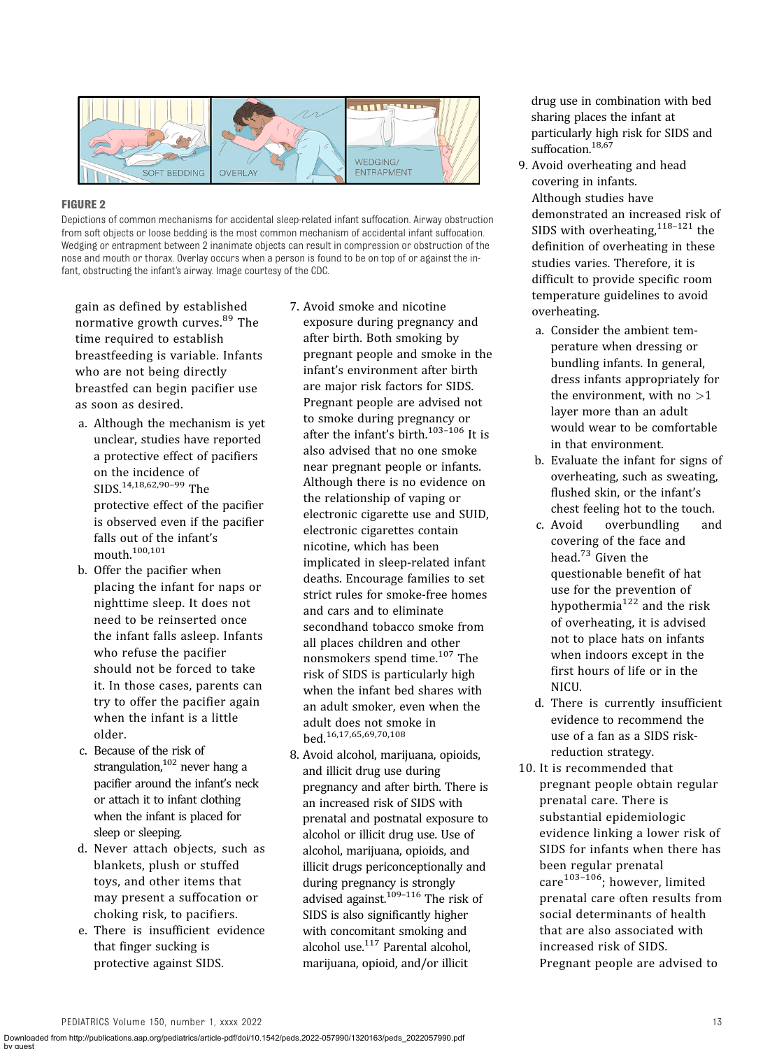**FIGURE 2**

Depictions of common mechanisms for accidental sleep-related infant suffocation. Airway obstruction from soft objects or loose bedding is the most common mechanism of accidental infant suffocation. Wedging or entrapment between 2 inanimate objects can result in compression or obstruction of the nose and mouth or thorax. Overlay occurs when a person is found to be on top of or against the infant, obstructing the infant's airway. Image courtesy of the CDC.

gain as defined by established normative growth curves.[89] The time required to establish breastfeeding is variable. Infants who are not being directly breastfed can begin pacifier use as soon as desired.

a. Although the mechanism is yet unclear, studies have reported a protective effect of pacifiers on the incidence of SIDS.[14,18,62,90–99] The protective effect of the pacifier is observed even if the pacifier falls out of the infant's mouth.[100,101]

b. Offer the pacifier when placing the infant for naps or nighttime sleep. It does not need to be reinserted once the infant falls asleep. Infants who refuse the pacifier should not be forced to take it. In those cases, parents can try to offer the pacifier again when the infant is a little older.

c. Because of the risk of strangulation,[102] never hang a pacifier around the infant's neck or attach it to infant clothing when the infant is placed for sleep or sleeping.

d. Never attach objects, such as blankets, plush or stuffed toys, and other items that may present a suffocation or choking risk, to pacifiers.

e. There is insufficient evidence that finger sucking is protective against SIDS.

7. Avoid smoke and nicotine exposure during pregnancy and after birth. Both smoking by pregnant people and smoke in the infant's environment after birth are major risk factors for SIDS. Pregnant people are advised not to smoke during pregnancy or after the infant's birth.[103–106] It is also advised that no one smoke near pregnant people or infants. Although there is no evidence on the relationship of vaping or electronic cigarette use and SUID, electronic cigarettes contain nicotine, which has been implicated in sleep-related infant deaths. Encourage families to set strict rules for smoke-free homes and cars and to eliminate secondhand tobacco smoke from all places children and other nonsmokers spend time.[107] The risk of SIDS is particularly high when the infant bed shares with an adult smoker, even when the adult does not smoke in bed.[16,17,65,69,70,108]

8. Avoid alcohol, marijuana, opioids, and illicit drug use during pregnancy and after birth. There is an increased risk of SIDS with prenatal and postnatal exposure to alcohol or illicit drug use. Use of alcohol, marijuana, opioids, and illicit drugs periconceptionally and during pregnancy is strongly advised against.[109–116] The risk of SIDS is also significantly higher with concomitant smoking and alcohol use.[117] Parental alcohol, marijuana, opioid, and/or illicit drug use in combination with bed sharing places the infant at particularly high risk for SIDS and suffocation.[18,67]

9. Avoid overheating and head covering in infants.
Although studies have demonstrated an increased risk of SIDS with overheating,[118–121] the definition of overheating in these studies varies. Therefore, it is difficult to provide specific room temperature guidelines to avoid overheating.

a. Consider the ambient temperature when dressing or bundling infants. In general, dress infants appropriately for the environment, with no $>1$ layer more than an adult would wear to be comfortable in that environment.

b. Evaluate the infant for signs of overheating, such as sweating, flushed skin, or the infant's chest feeling hot to the touch.

c. Avoid overbundling and covering of the face and head.[73] Given the questionable benefit of hat use for the prevention of hypothermia[122] and the risk of overheating, it is advised not to place hats on infants when indoors except in the first hours of life or in the NICU.

d. There is currently insufficient evidence to recommend the use of a fan as a SIDS risk-reduction strategy.

10. It is recommended that pregnant people obtain regular prenatal care. There is substantial epidemiologic evidence linking a lower risk of SIDS for infants when there has been regular prenatal care[103–106]; however, limited prenatal care often results from social determinants of health that are also associated with increased risk of SIDS. Pregnant people are advised to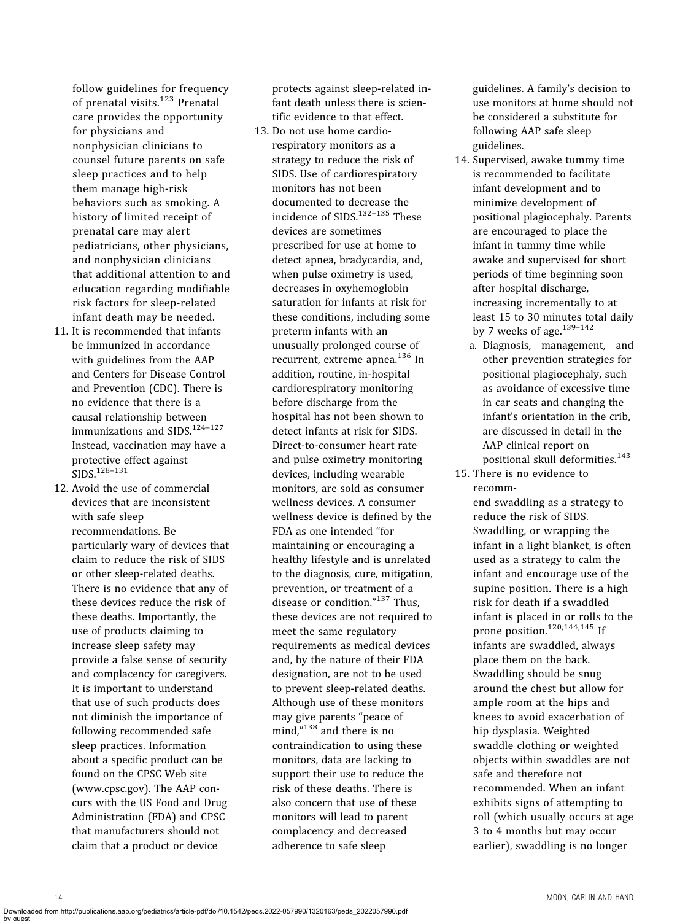follow guidelines for frequency of prenatal visits.[123] Prenatal care provides the opportunity for physicians and nonphysician clinicians to counsel future parents on safe sleep practices and to help them manage high-risk behaviors such as smoking. A history of limited receipt of prenatal care may alert pediatricians, other physicians, and nonphysician clinicians that additional attention to and education regarding modifiable risk factors for sleep-related infant death may be needed.

11. It is recommended that infants be immunized in accordance with guidelines from the AAP and Centers for Disease Control and Prevention (CDC). There is no evidence that there is a causal relationship between immunizations and SIDS.[124–127] Instead, vaccination may have a protective effect against SIDS.[128–131]
12. Avoid the use of commercial devices that are inconsistent with safe sleep recommendations. Be particularly wary of devices that claim to reduce the risk of SIDS or other sleep-related deaths. There is no evidence that any of these devices reduce the risk of these deaths. Importantly, the use of products claiming to increase sleep safety may provide a false sense of security and complacency for caregivers. It is important to understand that use of such products does not diminish the importance of following recommended safe sleep practices. Information about a specific product can be found on the CPSC Web site (www.cpsc.gov). The AAP concurs with the US Food and Drug Administration (FDA) and CPSC that manufacturers should not claim that a product or device protects against sleep-related infant death unless there is scientific evidence to that effect.
13. Do not use home cardiorespiratory monitors as a strategy to reduce the risk of SIDS. Use of cardiorespiratory monitors has not been documented to decrease the incidence of SIDS.[132–135] These devices are sometimes prescribed for use at home to detect apnea, bradycardia, and, when pulse oximetry is used, decreases in oxyhemoglobin saturation for infants at risk for these conditions, including some preterm infants with an unusually prolonged course of recurrent, extreme apnea.[136] In addition, routine, in-hospital cardiorespiratory monitoring before discharge from the hospital has not been shown to detect infants at risk for SIDS. Direct-to-consumer heart rate and pulse oximetry monitoring devices, including wearable monitors, are sold as consumer wellness devices. A consumer wellness device is defined by the FDA as one intended "for maintaining or encouraging a healthy lifestyle and is unrelated to the diagnosis, cure, mitigation, prevention, or treatment of a disease or condition."[137] Thus, these devices are not required to meet the same regulatory requirements as medical devices and, by the nature of their FDA designation, are not to be used to prevent sleep-related deaths. Although use of these monitors may give parents "peace of mind,"[138] and there is no contraindication to using these monitors, data are lacking to support their use to reduce the risk of these deaths. There is also concern that use of these monitors will lead to parent complacency and decreased adherence to safe sleep guidelines. A family's decision to use monitors at home should not be considered a substitute for following AAP safe sleep guidelines.
14. Supervised, awake tummy time is recommended to facilitate infant development and to minimize development of positional plagiocephaly. Parents are encouraged to place the infant in tummy time while awake and supervised for short periods of time beginning soon after hospital discharge, increasing incrementally to at least 15 to 30 minutes total daily by 7 weeks of age.[139–142]
    a. Diagnosis, management, and other prevention strategies for positional plagiocephaly, such as avoidance of excessive time in car seats and changing the infant's orientation in the crib, are discussed in detail in the AAP clinical report on positional skull deformities.[143]
15. There is no evidence to recommend swaddling as a strategy to reduce the risk of SIDS. Swaddling, or wrapping the infant in a light blanket, is often used as a strategy to calm the infant and encourage use of the supine position. There is a high risk for death if a swaddled infant is placed in or rolls to the prone position.[120,144,145] If infants are swaddled, always place them on the back. Swaddling should be snug around the chest but allow for ample room at the hips and knees to avoid exacerbation of hip dysplasia. Weighted swaddle clothing or weighted objects within swaddles are not safe and therefore not recommended. When an infant exhibits signs of attempting to roll (which usually occurs at age 3 to 4 months but may occur earlier), swaddling is no longer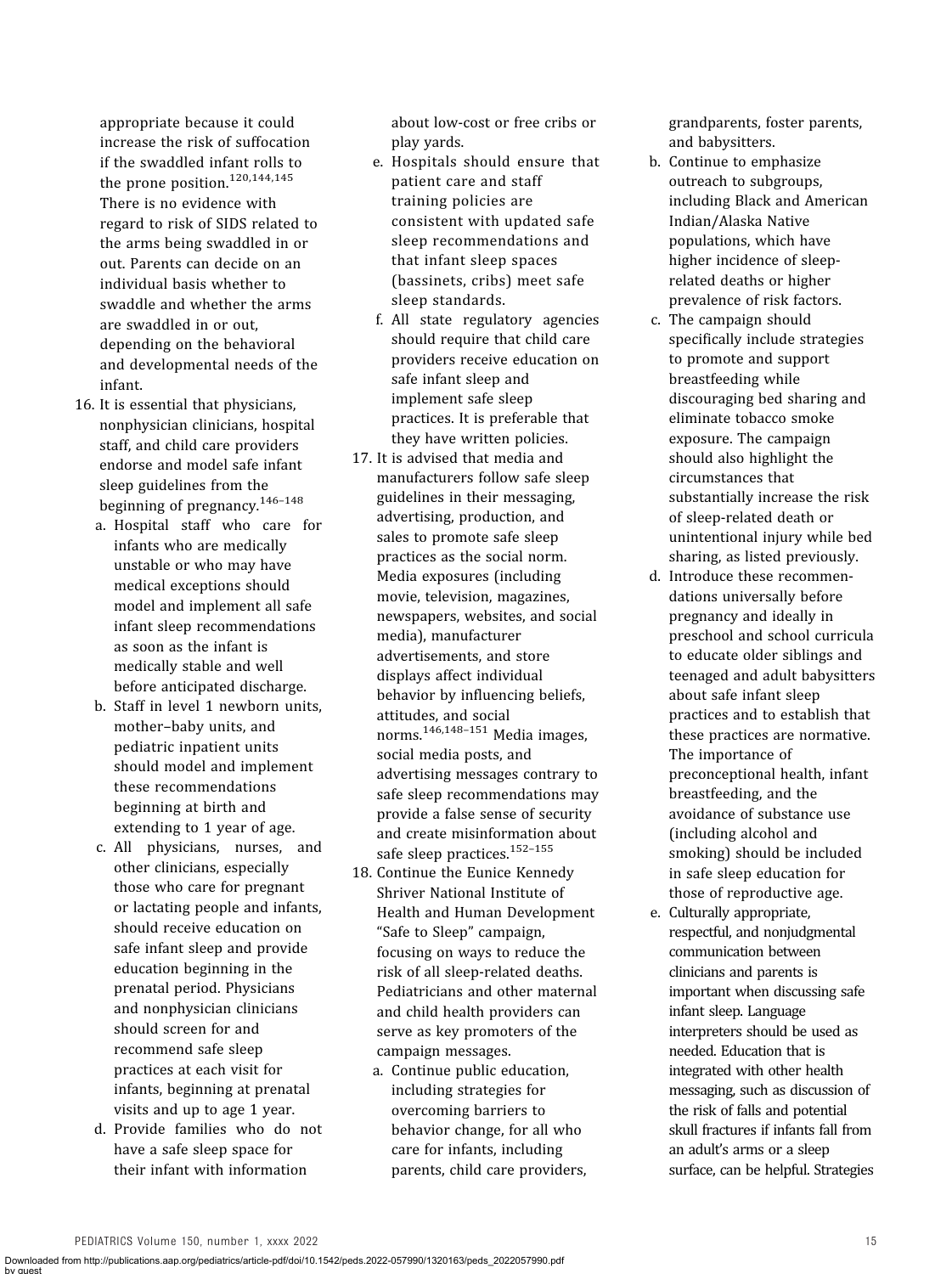appropriate because it could increase the risk of suffocation if the swaddled infant rolls to the prone position.[120,144,145] There is no evidence with regard to risk of SIDS related to the arms being swaddled in or out. Parents can decide on an individual basis whether to swaddle and whether the arms are swaddled in or out, depending on the behavioral and developmental needs of the infant.

16. It is essential that physicians, nonphysician clinicians, hospital staff, and child care providers endorse and model safe infant sleep guidelines from the beginning of pregnancy.[146–148]
    a. Hospital staff who care for infants who are medically unstable or who may have medical exceptions should model and implement all safe infant sleep recommendations as soon as the infant is medically stable and well before anticipated discharge.
    b. Staff in level 1 newborn units, mother–baby units, and pediatric inpatient units should model and implement these recommendations beginning at birth and extending to 1 year of age.
    c. All physicians, nurses, and other clinicians, especially those who care for pregnant or lactating people and infants, should receive education on safe infant sleep and provide education beginning in the prenatal period. Physicians and nonphysician clinicians should screen for and recommend safe sleep practices at each visit for infants, beginning at prenatal visits and up to age 1 year.
    d. Provide families who do not have a safe sleep space for their infant with information about low-cost or free cribs or play yards.
    e. Hospitals should ensure that patient care and staff training policies are consistent with updated safe sleep recommendations and that infant sleep spaces (bassinets, cribs) meet safe sleep standards.
    f. All state regulatory agencies should require that child care providers receive education on safe infant sleep and implement safe sleep practices. It is preferable that they have written policies.
17. It is advised that media and manufacturers follow safe sleep guidelines in their messaging, advertising, production, and sales to promote safe sleep practices as the social norm. Media exposures (including movie, television, magazines, newspapers, websites, and social media), manufacturer advertisements, and store displays affect individual behavior by influencing beliefs, attitudes, and social norms.[146,148–151] Media images, social media posts, and advertising messages contrary to safe sleep recommendations may provide a false sense of security and create misinformation about safe sleep practices.[152–155]
18. Continue the Eunice Kennedy Shriver National Institute of Health and Human Development "Safe to Sleep" campaign, focusing on ways to reduce the risk of all sleep-related deaths. Pediatricians and other maternal and child health providers can serve as key promoters of the campaign messages.
    a. Continue public education, including strategies for overcoming barriers to behavior change, for all who care for infants, including parents, child care providers, grandparents, foster parents, and babysitters.
    b. Continue to emphasize outreach to subgroups, including Black and American Indian/Alaska Native populations, which have higher incidence of sleep-related deaths or higher prevalence of risk factors.
    c. The campaign should specifically include strategies to promote and support breastfeeding while discouraging bed sharing and eliminate tobacco smoke exposure. The campaign should also highlight the circumstances that substantially increase the risk of sleep-related death or unintentional injury while bed sharing, as listed previously.
    d. Introduce these recommendations universally before pregnancy and ideally in preschool and school curricula to educate older siblings and teenaged and adult babysitters about safe infant sleep practices and to establish that these practices are normative. The importance of preconceptional health, infant breastfeeding, and the avoidance of substance use (including alcohol and smoking) should be included in safe sleep education for those of reproductive age.
    e. Culturally appropriate, respectful, and nonjudgmental communication between clinicians and parents is important when discussing safe infant sleep. Language interpreters should be used as needed. Education that is integrated with other health messaging, such as discussion of the risk of falls and potential skull fractures if infants fall from an adult's arms or a sleep surface, can be helpful. Strategies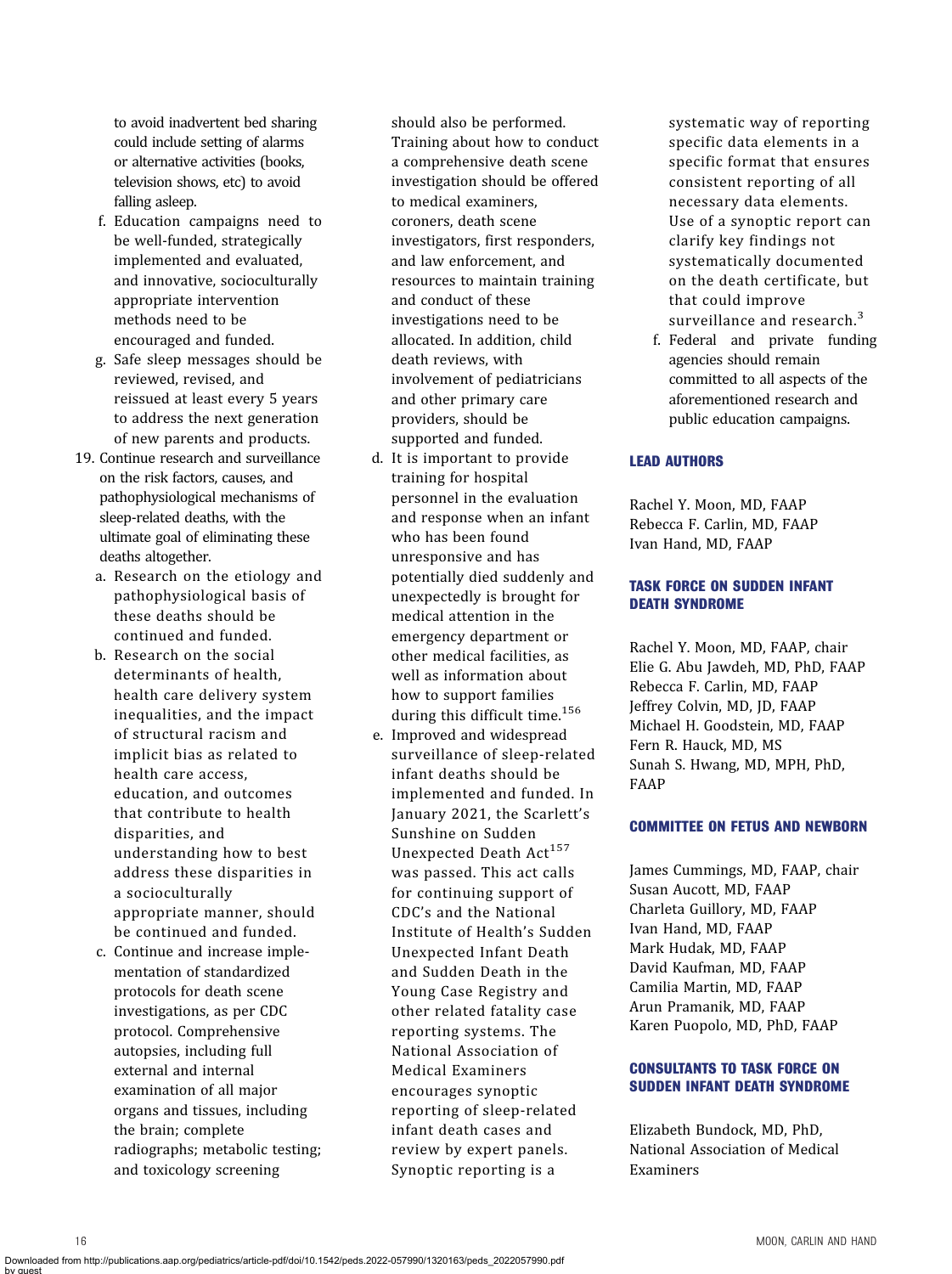to avoid inadvertent bed sharing could include setting of alarms or alternative activities (books, television shows, etc) to avoid falling asleep.

f. Education campaigns need to be well-funded, strategically implemented and evaluated, and innovative, socioculturally appropriate intervention methods need to be encouraged and funded.

g. Safe sleep messages should be reviewed, revised, and reissued at least every 5 years to address the next generation of new parents and products.

19. Continue research and surveillance on the risk factors, causes, and pathophysiological mechanisms of sleep-related deaths, with the ultimate goal of eliminating these deaths altogether.

 a. Research on the etiology and pathophysiological basis of these deaths should be continued and funded.

 b. Research on the social determinants of health, health care delivery system inequalities, and the impact of structural racism and implicit bias as related to health care access, education, and outcomes that contribute to health disparities, and understanding how to best address these disparities in a socioculturally appropriate manner, should be continued and funded.

 c. Continue and increase implementation of standardized protocols for death scene investigations, as per CDC protocol. Comprehensive autopsies, including full external and internal examination of all major organs and tissues, including the brain; complete radiographs; metabolic testing; and toxicology screening should also be performed. Training about how to conduct a comprehensive death scene investigation should be offered to medical examiners, coroners, death scene investigators, first responders, and law enforcement, and resources to maintain training and conduct of these investigations need to be allocated. In addition, child death reviews, with involvement of pediatricians and other primary care providers, should be supported and funded.

 d. It is important to provide training for hospital personnel in the evaluation and response when an infant who has been found unresponsive and has potentially died suddenly and unexpectedly is brought for medical attention in the emergency department or other medical facilities, as well as information about how to support families during this difficult time.[156]

 e. Improved and widespread surveillance of sleep-related infant deaths should be implemented and funded. In January 2021, the Scarlett's Sunshine on Sudden Unexpected Death Act[157] was passed. This act calls for continuing support of CDC's and the National Institute of Health's Sudden Unexpected Infant Death and Sudden Death in the Young Case Registry and other related fatality case reporting systems. The National Association of Medical Examiners encourages synoptic reporting of sleep-related infant death cases and review by expert panels. Synoptic reporting is a systematic way of reporting specific data elements in a specific format that ensures consistent reporting of all necessary data elements. Use of a synoptic report can clarify key findings not systematically documented on the death certificate, but that could improve surveillance and research.[3]

 f. Federal and private funding agencies should remain committed to all aspects of the aforementioned research and public education campaigns.

## LEAD AUTHORS

Rachel Y. Moon, MD, FAAP
Rebecca F. Carlin, MD, FAAP
Ivan Hand, MD, FAAP

## TASK FORCE ON SUDDEN INFANT DEATH SYNDROME

Rachel Y. Moon, MD, FAAP, chair
Elie G. Abu Jawdeh, MD, PhD, FAAP
Rebecca F. Carlin, MD, FAAP
Jeffrey Colvin, MD, JD, FAAP
Michael H. Goodstein, MD, FAAP
Fern R. Hauck, MD, MS
Sunah S. Hwang, MD, MPH, PhD, FAAP

## COMMITTEE ON FETUS AND NEWBORN

James Cummings, MD, FAAP, chair
Susan Aucott, MD, FAAP
Charleta Guillory, MD, FAAP
Ivan Hand, MD, FAAP
Mark Hudak, MD, FAAP
David Kaufman, MD, FAAP
Camilia Martin, MD, FAAP
Arun Pramanik, MD, FAAP
Karen Puopolo, MD, PhD, FAAP

## CONSULTANTS TO TASK FORCE ON SUDDEN INFANT DEATH SYNDROME

Elizabeth Bundock, MD, PhD, National Association of Medical Examiners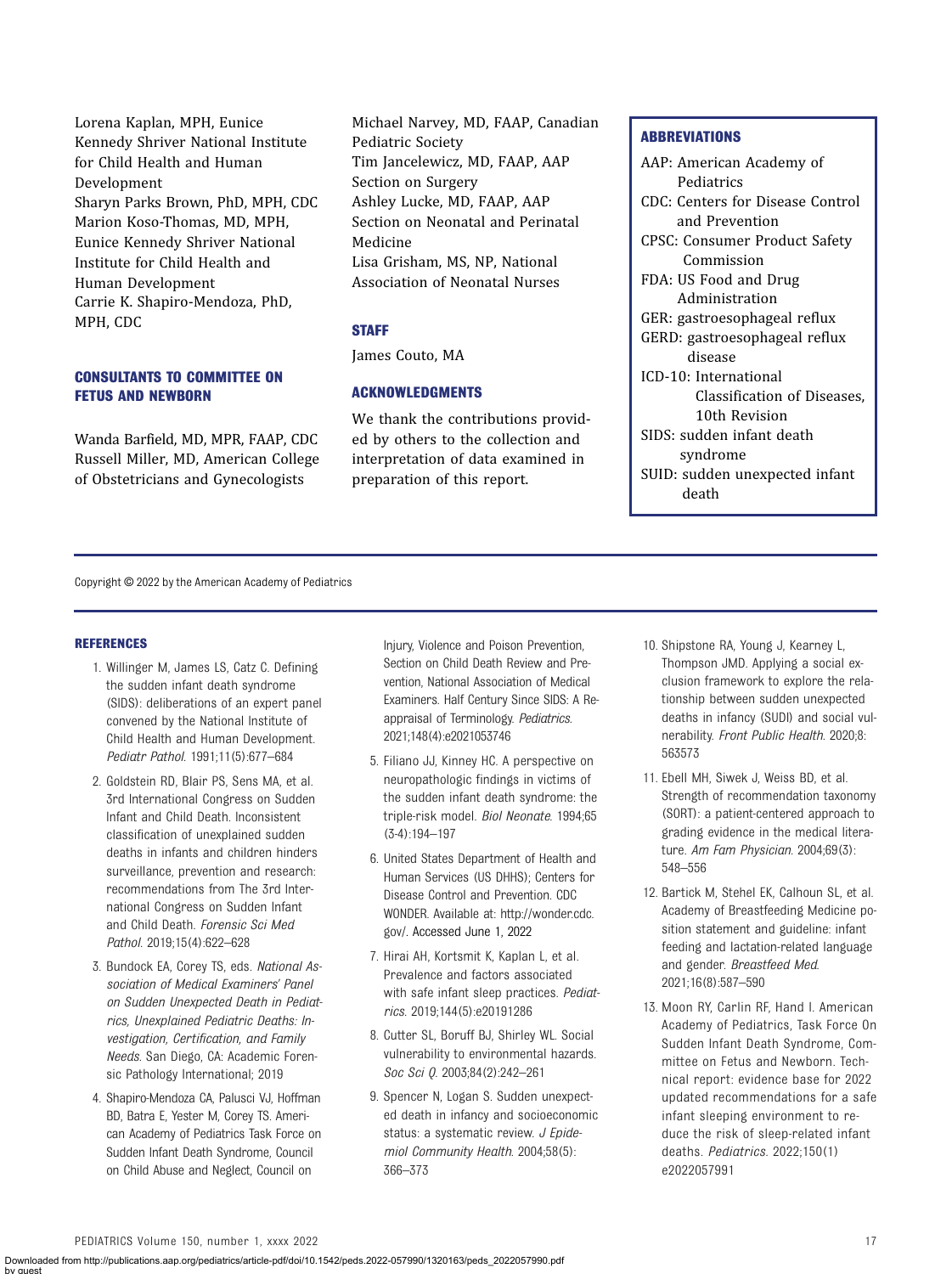Lorena Kaplan, MPH, Eunice Kennedy Shriver National Institute for Child Health and Human Development
Sharyn Parks Brown, PhD, MPH, CDC
Marion Koso-Thomas, MD, MPH, Eunice Kennedy Shriver National Institute for Child Health and Human Development
Carrie K. Shapiro-Mendoza, PhD, MPH, CDC

### CONSULTANTS TO COMMITTEE ON FETUS AND NEWBORN

Wanda Barfield, MD, MPR, FAAP, CDC
Russell Miller, MD, American College of Obstetricians and Gynecologists
Michael Narvey, MD, FAAP, Canadian Pediatric Society
Tim Jancelewicz, MD, FAAP, AAP Section on Surgery
Ashley Lucke, MD, FAAP, AAP Section on Neonatal and Perinatal Medicine
Lisa Grisham, MS, NP, National Association of Neonatal Nurses

### STAFF

James Couto, MA

### ACKNOWLEDGMENTS

We thank the contributions provided by others to the collection and interpretation of data examined in preparation of this report.

### ABBREVIATIONS

AAP: American Academy of Pediatrics
CDC: Centers for Disease Control and Prevention
CPSC: Consumer Product Safety Commission
FDA: US Food and Drug Administration
GER: gastroesophageal reflux
GERD: gastroesophageal reflux disease
ICD-10: International Classification of Diseases, 10th Revision
SIDS: sudden infant death syndrome
SUID: sudden unexpected infant death

Copyright © 2022 by the American Academy of Pediatrics

### REFERENCES

1. Willinger M, James LS, Catz C. Defining the sudden infant death syndrome (SIDS): deliberations of an expert panel convened by the National Institute of Child Health and Human Development. *Pediatr Pathol.* 1991;11(5):677–684
2. Goldstein RD, Blair PS, Sens MA, et al. 3rd International Congress on Sudden Infant and Child Death. Inconsistent classification of unexplained sudden deaths in infants and children hinders surveillance, prevention and research: recommendations from The 3rd International Congress on Sudden Infant and Child Death. *Forensic Sci Med Pathol.* 2019;15(4):622–628
3. Bundock EA, Corey TS, eds. *National Association of Medical Examiners' Panel on Sudden Unexpected Death in Pediatrics, Unexplained Pediatric Deaths: Investigation, Certification, and Family Needs.* San Diego, CA: Academic Forensic Pathology International; 2019
4. Shapiro-Mendoza CA, Palusci VJ, Hoffman BD, Batra E, Yester M, Corey TS. American Academy of Pediatrics Task Force on Sudden Infant Death Syndrome, Council on Child Abuse and Neglect, Council on Injury, Violence and Poison Prevention, Section on Child Death Review and Prevention, National Association of Medical Examiners. Half Century Since SIDS: A Reappraisal of Terminology. *Pediatrics.* 2021;148(4):e2021053746
5. Filiano JJ, Kinney HC. A perspective on neuropathologic findings in victims of the sudden infant death syndrome: the triple-risk model. *Biol Neonate.* 1994;65(3-4):194–197
6. United States Department of Health and Human Services (US DHHS); Centers for Disease Control and Prevention. CDC WONDER. Available at: http://wonder.cdc.gov/. Accessed June 1, 2022
7. Hirai AH, Kortsmit K, Kaplan L, et al. Prevalence and factors associated with safe infant sleep practices. *Pediatrics.* 2019;144(5):e20191286
8. Cutter SL, Boruff BJ, Shirley WL. Social vulnerability to environmental hazards. *Soc Sci Q.* 2003;84(2):242–261
9. Spencer N, Logan S. Sudden unexpected death in infancy and socioeconomic status: a systematic review. *J Epidemiol Community Health.* 2004;58(5):366–373
10. Shipstone RA, Young J, Kearney L, Thompson JMD. Applying a social exclusion framework to explore the relationship between sudden unexpected deaths in infancy (SUDI) and social vulnerability. *Front Public Health.* 2020;8:563573
11. Ebell MH, Siwek J, Weiss BD, et al. Strength of recommendation taxonomy (SORT): a patient-centered approach to grading evidence in the medical literature. *Am Fam Physician.* 2004;69(3):548–556
12. Bartick M, Stehel EK, Calhoun SL, et al. Academy of Breastfeeding Medicine position statement and guideline: infant feeding and lactation-related language and gender. *Breastfeed Med.* 2021;16(8):587–590
13. Moon RY, Carlin RF, Hand I. American Academy of Pediatrics, Task Force On Sudden Infant Death Syndrome, Committee on Fetus and Newborn. Technical report: evidence base for 2022 updated recommendations for a safe infant sleeping environment to reduce the risk of sleep-related infant deaths. *Pediatrics.* 2022;150(1) e2022057991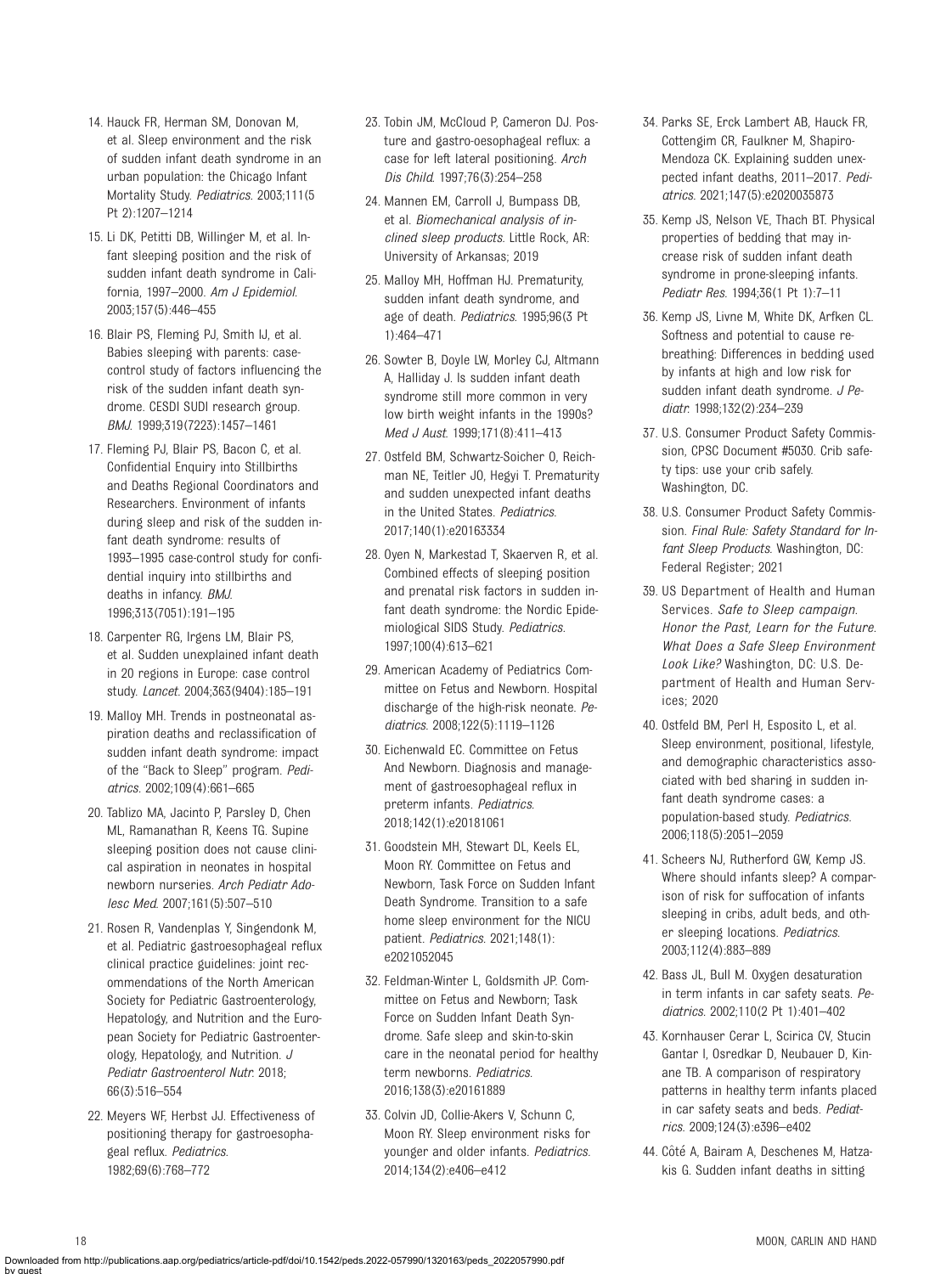14. Hauck FR, Herman SM, Donovan M, et al. Sleep environment and the risk of sudden infant death syndrome in an urban population: the Chicago Infant Mortality Study. *Pediatrics*. 2003;111(5 Pt 2):1207–1214

15. Li DK, Petitti DB, Willinger M, et al. Infant sleeping position and the risk of sudden infant death syndrome in California, 1997–2000. *Am J Epidemiol*. 2003;157(5):446–455

16. Blair PS, Fleming PJ, Smith IJ, et al. Babies sleeping with parents: case-control study of factors influencing the risk of the sudden infant death syndrome. CESDI SUDI research group. *BMJ*. 1999;319(7223):1457–1461

17. Fleming PJ, Blair PS, Bacon C, et al. Confidential Enquiry into Stillbirths and Deaths Regional Coordinators and Researchers. Environment of infants during sleep and risk of the sudden infant death syndrome: results of 1993–1995 case-control study for confidential inquiry into stillbirths and deaths in infancy. *BMJ*. 1996;313(7051):191–195

18. Carpenter RG, Irgens LM, Blair PS, et al. Sudden unexplained infant death in 20 regions in Europe: case control study. *Lancet*. 2004;363(9404):185–191

19. Malloy MH. Trends in postneonatal aspiration deaths and reclassification of sudden infant death syndrome: impact of the "Back to Sleep" program. *Pediatrics*. 2002;109(4):661–665

20. Tablizo MA, Jacinto P, Parsley D, Chen ML, Ramanathan R, Keens TG. Supine sleeping position does not cause clinical aspiration in neonates in hospital newborn nurseries. *Arch Pediatr Adolesc Med*. 2007;161(5):507–510

21. Rosen R, Vandenplas Y, Singendonk M, et al. Pediatric gastroesophageal reflux clinical practice guidelines: joint recommendations of the North American Society for Pediatric Gastroenterology, Hepatology, and Nutrition and the European Society for Pediatric Gastroenterology, Hepatology, and Nutrition. *J Pediatr Gastroenterol Nutr*. 2018; 66(3):516–554

22. Meyers WF, Herbst JJ. Effectiveness of positioning therapy for gastroesophageal reflux. *Pediatrics*. 1982;69(6):768–772

23. Tobin JM, McCloud P, Cameron DJ. Posture and gastro-oesophageal reflux: a case for left lateral positioning. *Arch Dis Child*. 1997;76(3):254–258

24. Mannen EM, Carroll J, Bumpass DB, et al. *Biomechanical analysis of inclined sleep products*. Little Rock, AR: University of Arkansas; 2019

25. Malloy MH, Hoffman HJ. Prematurity, sudden infant death syndrome, and age of death. *Pediatrics*. 1995;96(3 Pt 1):464–471

26. Sowter B, Doyle LW, Morley CJ, Altmann A, Halliday J. Is sudden infant death syndrome still more common in very low birth weight infants in the 1990s? *Med J Aust*. 1999;171(8):411–413

27. Ostfeld BM, Schwartz-Soicher O, Reichman NE, Teitler JO, Hegyi T. Prematurity and sudden unexpected infant deaths in the United States. *Pediatrics*. 2017;140(1):e20163334

28. Oyen N, Markestad T, Skaerven R, et al. Combined effects of sleeping position and prenatal risk factors in sudden infant death syndrome: the Nordic Epidemiological SIDS Study. *Pediatrics*. 1997;100(4):613–621

29. American Academy of Pediatrics Committee on Fetus and Newborn. Hospital discharge of the high-risk neonate. *Pediatrics*. 2008;122(5):1119–1126

30. Eichenwald EC. Committee on Fetus And Newborn. Diagnosis and management of gastroesophageal reflux in preterm infants. *Pediatrics*. 2018;142(1):e20181061

31. Goodstein MH, Stewart DL, Keels EL, Moon RY. Committee on Fetus and Newborn, Task Force on Sudden Infant Death Syndrome. Transition to a safe home sleep environment for the NICU patient. *Pediatrics*. 2021;148(1): e2021052045

32. Feldman-Winter L, Goldsmith JP. Committee on Fetus and Newborn; Task Force on Sudden Infant Death Syndrome. Safe sleep and skin-to-skin care in the neonatal period for healthy term newborns. *Pediatrics*. 2016;138(3):e20161889

33. Colvin JD, Collie-Akers V, Schunn C, Moon RY. Sleep environment risks for younger and older infants. *Pediatrics*. 2014;134(2):e406–e412

34. Parks SE, Erck Lambert AB, Hauck FR, Cottengim CR, Faulkner M, Shapiro-Mendoza CK. Explaining sudden unexpected infant deaths, 2011–2017. *Pediatrics*. 2021;147(5):e2020035873

35. Kemp JS, Nelson VE, Thach BT. Physical properties of bedding that may increase risk of sudden infant death syndrome in prone-sleeping infants. *Pediatr Res*. 1994;36(1 Pt 1):7–11

36. Kemp JS, Livne M, White DK, Arfken CL. Softness and potential to cause rebreathing: Differences in bedding used by infants at high and low risk for sudden infant death syndrome. *J Pediatr*. 1998;132(2):234–239

37. U.S. Consumer Product Safety Commission, CPSC Document #5030. Crib safety tips: use your crib safely. Washington, DC.

38. U.S. Consumer Product Safety Commission. *Final Rule: Safety Standard for Infant Sleep Products*. Washington, DC: Federal Register; 2021

39. US Department of Health and Human Services. *Safe to Sleep campaign. Honor the Past, Learn for the Future. What Does a Safe Sleep Environment Look Like?* Washington, DC: U.S. Department of Health and Human Services; 2020

40. Ostfeld BM, Perl H, Esposito L, et al. Sleep environment, positional, lifestyle, and demographic characteristics associated with bed sharing in sudden infant death syndrome cases: a population-based study. *Pediatrics*. 2006;118(5):2051–2059

41. Scheers NJ, Rutherford GW, Kemp JS. Where should infants sleep? A comparison of risk for suffocation of infants sleeping in cribs, adult beds, and other sleeping locations. *Pediatrics*. 2003;112(4):883–889

42. Bass JL, Bull M. Oxygen desaturation in term infants in car safety seats. *Pediatrics*. 2002;110(2 Pt 1):401–402

43. Kornhauser Cerar L, Scirica CV, Stucin Gantar I, Osredkar D, Neubauer D, Kinane TB. A comparison of respiratory patterns in healthy term infants placed in car safety seats and beds. *Pediatrics*. 2009;124(3):e396–e402

44. Côté A, Bairam A, Deschenes M, Hatzakis G. Sudden infant deaths in sitting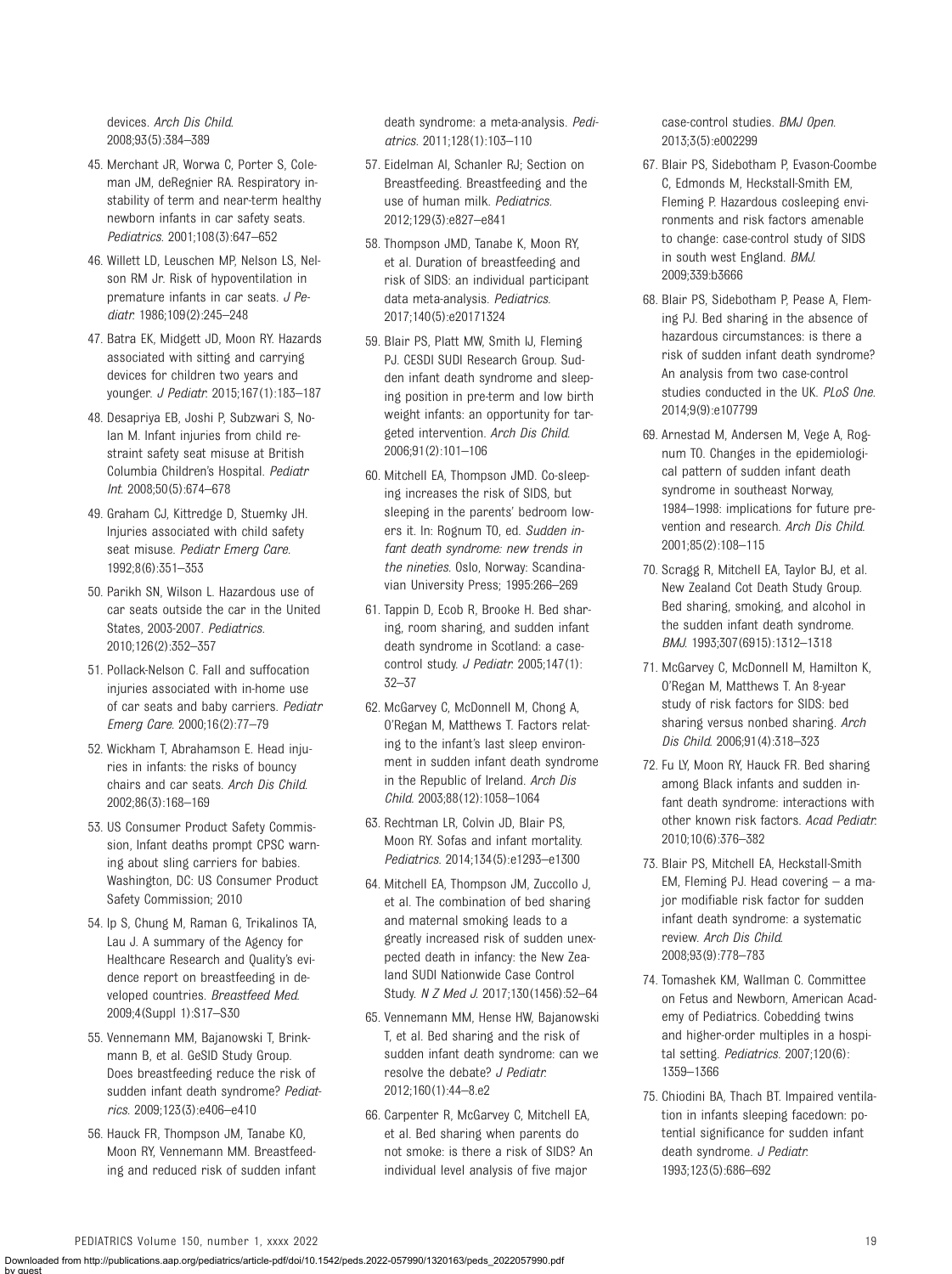devices. *Arch Dis Child*. 2008;93(5):384–389

45. Merchant JR, Worwa C, Porter S, Coleman JM, deRegnier RA. Respiratory instability of term and near-term healthy newborn infants in car safety seats. *Pediatrics*. 2001;108(3):647–652

46. Willett LD, Leuschen MP, Nelson LS, Nelson RM Jr. Risk of hypoventilation in premature infants in car seats. *J Pediatr*. 1986;109(2):245–248

47. Batra EK, Midgett JD, Moon RY. Hazards associated with sitting and carrying devices for children two years and younger. *J Pediatr*. 2015;167(1):183–187

48. Desapriya EB, Joshi P, Subzwari S, Nolan M. Infant injuries from child restraint safety seat misuse at British Columbia Children's Hospital. *Pediatr Int*. 2008;50(5):674–678

49. Graham CJ, Kittredge D, Stuemky JH. Injuries associated with child safety seat misuse. *Pediatr Emerg Care*. 1992;8(6):351–353

50. Parikh SN, Wilson L. Hazardous use of car seats outside the car in the United States, 2003-2007. *Pediatrics*. 2010;126(2):352–357

51. Pollack-Nelson C. Fall and suffocation injuries associated with in-home use of car seats and baby carriers. *Pediatr Emerg Care*. 2000;16(2):77–79

52. Wickham T, Abrahamson E. Head injuries in infants: the risks of bouncy chairs and car seats. *Arch Dis Child*. 2002;86(3):168–169

53. US Consumer Product Safety Commission, Infant deaths prompt CPSC warning about sling carriers for babies. Washington, DC: US Consumer Product Safety Commission; 2010

54. Ip S, Chung M, Raman G, Trikalinos TA, Lau J. A summary of the Agency for Healthcare Research and Quality's evidence report on breastfeeding in developed countries. *Breastfeed Med*. 2009;4(Suppl 1):S17–S30

55. Vennemann MM, Bajanowski T, Brinkmann B, et al. GeSID Study Group. Does breastfeeding reduce the risk of sudden infant death syndrome? *Pediatrics*. 2009;123(3):e406–e410

56. Hauck FR, Thompson JM, Tanabe KO, Moon RY, Vennemann MM. Breastfeeding and reduced risk of sudden infant death syndrome: a meta-analysis. *Pediatrics*. 2011;128(1):103–110

57. Eidelman AI, Schanler RJ; Section on Breastfeeding. Breastfeeding and the use of human milk. *Pediatrics*. 2012;129(3):e827–e841

58. Thompson JMD, Tanabe K, Moon RY, et al. Duration of breastfeeding and risk of SIDS: an individual participant data meta-analysis. *Pediatrics*. 2017;140(5):e20171324

59. Blair PS, Platt MW, Smith IJ, Fleming PJ. CESDI SUDI Research Group. Sudden infant death syndrome and sleeping position in pre-term and low birth weight infants: an opportunity for targeted intervention. *Arch Dis Child*. 2006;91(2):101–106

60. Mitchell EA, Thompson JMD. Co-sleeping increases the risk of SIDS, but sleeping in the parents' bedroom lowers it. In: Rognum TO, ed. *Sudden infant death syndrome: new trends in the nineties*. Oslo, Norway: Scandinavian University Press; 1995:266–269

61. Tappin D, Ecob R, Brooke H. Bed sharing, room sharing, and sudden infant death syndrome in Scotland: a case-control study. *J Pediatr*. 2005;147(1):32–37

62. McGarvey C, McDonnell M, Chong A, O'Regan M, Matthews T. Factors relating to the infant's last sleep environment in sudden infant death syndrome in the Republic of Ireland. *Arch Dis Child*. 2003;88(12):1058–1064

63. Rechtman LR, Colvin JD, Blair PS, Moon RY. Sofas and infant mortality. *Pediatrics*. 2014;134(5):e1293–e1300

64. Mitchell EA, Thompson JM, Zuccollo J, et al. The combination of bed sharing and maternal smoking leads to a greatly increased risk of sudden unexpected death in infancy: the New Zealand SUDI Nationwide Case Control Study. *N Z Med J*. 2017;130(1456):52–64

65. Vennemann MM, Hense HW, Bajanowski T, et al. Bed sharing and the risk of sudden infant death syndrome: can we resolve the debate? *J Pediatr*. 2012;160(1):44–8.e2

66. Carpenter R, McGarvey C, Mitchell EA, et al. Bed sharing when parents do not smoke: is there a risk of SIDS? An individual level analysis of five major case-control studies. *BMJ Open*. 2013;3(5):e002299

67. Blair PS, Sidebotham P, Evason-Coombe C, Edmonds M, Heckstall-Smith EM, Fleming P. Hazardous cosleeping environments and risk factors amenable to change: case-control study of SIDS in south west England. *BMJ*. 2009;339:b3666

68. Blair PS, Sidebotham P, Pease A, Fleming PJ. Bed sharing in the absence of hazardous circumstances: is there a risk of sudden infant death syndrome? An analysis from two case-control studies conducted in the UK. *PLoS One*. 2014;9(9):e107799

69. Arnestad M, Andersen M, Vege A, Rognum TO. Changes in the epidemiological pattern of sudden infant death syndrome in southeast Norway, 1984–1998: implications for future prevention and research. *Arch Dis Child*. 2001;85(2):108–115

70. Scragg R, Mitchell EA, Taylor BJ, et al. New Zealand Cot Death Study Group. Bed sharing, smoking, and alcohol in the sudden infant death syndrome. *BMJ*. 1993;307(6915):1312–1318

71. McGarvey C, McDonnell M, Hamilton K, O'Regan M, Matthews T. An 8-year study of risk factors for SIDS: bed sharing versus nonbed sharing. *Arch Dis Child*. 2006;91(4):318–323

72. Fu LY, Moon RY, Hauck FR. Bed sharing among Black infants and sudden infant death syndrome: interactions with other known risk factors. *Acad Pediatr*. 2010;10(6):376–382

73. Blair PS, Mitchell EA, Heckstall-Smith EM, Fleming PJ. Head covering – a major modifiable risk factor for sudden infant death syndrome: a systematic review. *Arch Dis Child*. 2008;93(9):778–783

74. Tomashek KM, Wallman C. Committee on Fetus and Newborn, American Academy of Pediatrics. Cobedding twins and higher-order multiples in a hospital setting. *Pediatrics*. 2007;120(6):1359–1366

75. Chiodini BA, Thach BT. Impaired ventilation in infants sleeping facedown: potential significance for sudden infant death syndrome. *J Pediatr*. 1993;123(5):686–692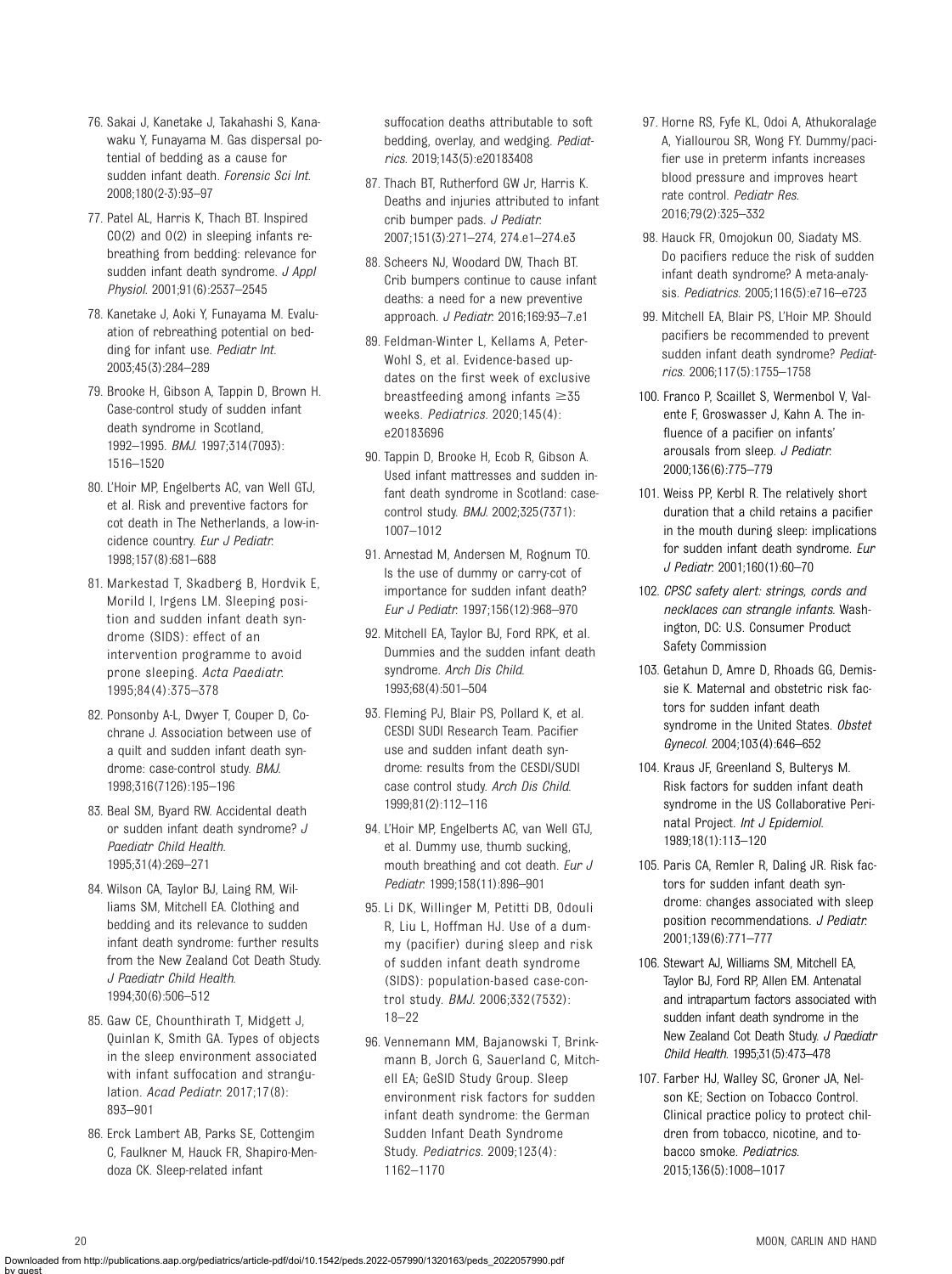76. Sakai J, Kanetake J, Takahashi S, Kanawaku Y, Funayama M. Gas dispersal potential of bedding as a cause for sudden infant death. *Forensic Sci Int*. 2008;180(2-3):93–97

77. Patel AL, Harris K, Thach BT. Inspired CO(2) and O(2) in sleeping infants rebreathing from bedding: relevance for sudden infant death syndrome. *J Appl Physiol*. 2001;91(6):2537–2545

78. Kanetake J, Aoki Y, Funayama M. Evaluation of rebreathing potential on bedding for infant use. *Pediatr Int*. 2003;45(3):284–289

79. Brooke H, Gibson A, Tappin D, Brown H. Case-control study of sudden infant death syndrome in Scotland, 1992–1995. *BMJ*. 1997;314(7093):1516–1520

80. L'Hoir MP, Engelberts AC, van Well GTJ, et al. Risk and preventive factors for cot death in The Netherlands, a low-incidence country. *Eur J Pediatr*. 1998;157(8):681–688

81. Markestad T, Skadberg B, Hordvik E, Morild I, Irgens LM. Sleeping position and sudden infant death syndrome (SIDS): effect of an intervention programme to avoid prone sleeping. *Acta Paediatr*. 1995;84(4):375–378

82. Ponsonby A-L, Dwyer T, Couper D, Cochrane J. Association between use of a quilt and sudden infant death syndrome: case-control study. *BMJ*. 1998;316(7126):195–196

83. Beal SM, Byard RW. Accidental death or sudden infant death syndrome? *J Paediatr Child Health*. 1995;31(4):269–271

84. Wilson CA, Taylor BJ, Laing RM, Williams SM, Mitchell EA. Clothing and bedding and its relevance to sudden infant death syndrome: further results from the New Zealand Cot Death Study. *J Paediatr Child Health*. 1994;30(6):506–512

85. Gaw CE, Chounthirath T, Midgett J, Quinlan K, Smith GA. Types of objects in the sleep environment associated with infant suffocation and strangulation. *Acad Pediatr*. 2017;17(8):893–901

86. Erck Lambert AB, Parks SE, Cottengim C, Faulkner M, Hauck FR, Shapiro-Mendoza CK. Sleep-related infant suffocation deaths attributable to soft bedding, overlay, and wedging. *Pediatrics*. 2019;143(5):e20183408

87. Thach BT, Rutherford GW Jr, Harris K. Deaths and injuries attributed to infant crib bumper pads. *J Pediatr*. 2007;151(3):271–274, 274.e1–274.e3

88. Scheers NJ, Woodard DW, Thach BT. Crib bumpers continue to cause infant deaths: a need for a new preventive approach. *J Pediatr*. 2016;169:93–7.e1

89. Feldman-Winter L, Kellams A, Peter-Wohl S, et al. Evidence-based updates on the first week of exclusive breastfeeding among infants ≥35 weeks. *Pediatrics*. 2020;145(4):e20183696

90. Tappin D, Brooke H, Ecob R, Gibson A. Used infant mattresses and sudden infant death syndrome in Scotland: case-control study. *BMJ*. 2002;325(7371):1007–1012

91. Arnestad M, Andersen M, Rognum TO. Is the use of dummy or carry-cot of importance for sudden infant death? *Eur J Pediatr*. 1997;156(12):968–970

92. Mitchell EA, Taylor BJ, Ford RPK, et al. Dummies and the sudden infant death syndrome. *Arch Dis Child*. 1993;68(4):501–504

93. Fleming PJ, Blair PS, Pollard K, et al. CESDI SUDI Research Team. Pacifier use and sudden infant death syndrome: results from the CESDI/SUDI case control study. *Arch Dis Child*. 1999;81(2):112–116

94. L'Hoir MP, Engelberts AC, van Well GTJ, et al. Dummy use, thumb sucking, mouth breathing and cot death. *Eur J Pediatr*. 1999;158(11):896–901

95. Li DK, Willinger M, Petitti DB, Odouli R, Liu L, Hoffman HJ. Use of a dummy (pacifier) during sleep and risk of sudden infant death syndrome (SIDS): population-based case-control study. *BMJ*. 2006;332(7532):18–22

96. Vennemann MM, Bajanowski T, Brinkmann B, Jorch G, Sauerland C, Mitchell EA; GeSID Study Group. Sleep environment risk factors for sudden infant death syndrome: the German Sudden Infant Death Syndrome Study. *Pediatrics*. 2009;123(4):1162–1170

97. Horne RS, Fyfe KL, Odoi A, Athukoralage A, Yiallourou SR, Wong FY. Dummy/pacifier use in preterm infants increases blood pressure and improves heart rate control. *Pediatr Res*. 2016;79(2):325–332

98. Hauck FR, Omojokun OO, Siadaty MS. Do pacifiers reduce the risk of sudden infant death syndrome? A meta-analysis. *Pediatrics*. 2005;116(5):e716–e723

99. Mitchell EA, Blair PS, L'Hoir MP. Should pacifiers be recommended to prevent sudden infant death syndrome? *Pediatrics*. 2006;117(5):1755–1758

100. Franco P, Scaillet S, Wermenbol V, Valente F, Groswasser J, Kahn A. The influence of a pacifier on infants' arousals from sleep. *J Pediatr*. 2000;136(6):775–779

101. Weiss PP, Kerbl R. The relatively short duration that a child retains a pacifier in the mouth during sleep: implications for sudden infant death syndrome. *Eur J Pediatr*. 2001;160(1):60–70

102. *CPSC safety alert: strings, cords and necklaces can strangle infants*. Washington, DC: U.S. Consumer Product Safety Commission

103. Getahun D, Amre D, Rhoads GG, Demissie K. Maternal and obstetric risk factors for sudden infant death syndrome in the United States. *Obstet Gynecol*. 2004;103(4):646–652

104. Kraus JF, Greenland S, Bulterys M. Risk factors for sudden infant death syndrome in the US Collaborative Perinatal Project. *Int J Epidemiol*. 1989;18(1):113–120

105. Paris CA, Remler R, Daling JR. Risk factors for sudden infant death syndrome: changes associated with sleep position recommendations. *J Pediatr*. 2001;139(6):771–777

106. Stewart AJ, Williams SM, Mitchell EA, Taylor BJ, Ford RP, Allen EM. Antenatal and intrapartum factors associated with sudden infant death syndrome in the New Zealand Cot Death Study. *J Paediatr Child Health*. 1995;31(5):473–478

107. Farber HJ, Walley SC, Groner JA, Nelson KE; Section on Tobacco Control. Clinical practice policy to protect children from tobacco, nicotine, and tobacco smoke. *Pediatrics*. 2015;136(5):1008–1017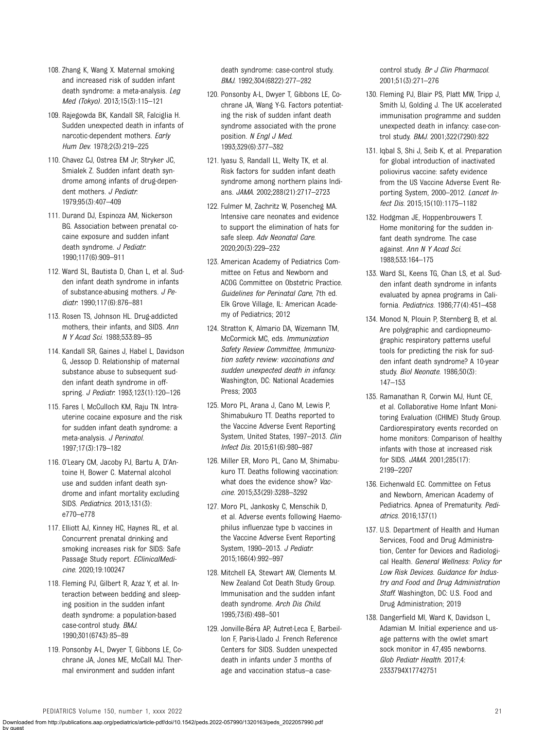108. Zhang K, Wang X. Maternal smoking and increased risk of sudden infant death syndrome: a meta-analysis. *Leg Med (Tokyo)*. 2013;15(3):115–121

109. Rajegowda BK, Kandall SR, Falciglia H. Sudden unexpected death in infants of narcotic-dependent mothers. *Early Hum Dev.* 1978;2(3):219–225

110. Chavez CJ, Ostrea EM Jr, Stryker JC, Smialek Z. Sudden infant death syndrome among infants of drug-dependent mothers. *J Pediatr.* 1979;95(3):407–409

111. Durand DJ, Espinoza AM, Nickerson BG. Association between prenatal cocaine exposure and sudden infant death syndrome. *J Pediatr.* 1990;117(6):909–911

112. Ward SL, Bautista D, Chan L, et al. Sudden infant death syndrome in infants of substance-abusing mothers. *J Pediatr.* 1990;117(6):876–881

113. Rosen TS, Johnson HL. Drug-addicted mothers, their infants, and SIDS. *Ann N Y Acad Sci.* 1988;533:89–95

114. Kandall SR, Gaines J, Habel L, Davidson G, Jessop D. Relationship of maternal substance abuse to subsequent sudden infant death syndrome in offspring. *J Pediatr.* 1993;123(1):120–126

115. Fares I, McCulloch KM, Raju TN. Intrauterine cocaine exposure and the risk for sudden infant death syndrome: a meta-analysis. *J Perinatol.* 1997;17(3):179–182

116. O'Leary CM, Jacoby PJ, Bartu A, D'Antoine H, Bower C. Maternal alcohol use and sudden infant death syndrome and infant mortality excluding SIDS. *Pediatrics.* 2013;131(3):e770–e778

117. Elliott AJ, Kinney HC, Haynes RL, et al. Concurrent prenatal drinking and smoking increases risk for SIDS: Safe Passage Study report. *EClinicalMedicine.* 2020;19:100247

118. Fleming PJ, Gilbert R, Azaz Y, et al. Interaction between bedding and sleeping position in the sudden infant death syndrome: a population-based case-control study. *BMJ.* 1990;301(6743):85–89

119. Ponsonby A-L, Dwyer T, Gibbons LE, Cochrane JA, Jones ME, McCall MJ. Thermal environment and sudden infant death syndrome: case-control study. *BMJ.* 1992;304(6822):277–282

120. Ponsonby A-L, Dwyer T, Gibbons LE, Cochrane JA, Wang Y-G. Factors potentiating the risk of sudden infant death syndrome associated with the prone position. *N Engl J Med.* 1993;329(6):377–382

121. Iyasu S, Randall LL, Welty TK, et al. Risk factors for sudden infant death syndrome among northern plains Indians. *JAMA.* 2002;288(21):2717–2723

122. Fulmer M, Zachritz W, Posencheg MA. Intensive care neonates and evidence to support the elimination of hats for safe sleep. *Adv Neonatal Care.* 2020;20(3):229–232

123. American Academy of Pediatrics Committee on Fetus and Newborn and ACOG Committee on Obstetric Practice. *Guidelines for Perinatal Care*, 7th ed. Elk Grove Village, IL: American Academy of Pediatrics; 2012

124. Stratton K, Almario DA, Wizemann TM, McCormick MC, eds. *Immunization Safety Review Committee, Immunization safety review: vaccinations and sudden unexpected death in infancy.* Washington, DC: National Academies Press; 2003

125. Moro PL, Arana J, Cano M, Lewis P, Shimabukuro TT. Deaths reported to the Vaccine Adverse Event Reporting System, United States, 1997–2013. *Clin Infect Dis.* 2015;61(6):980–987

126. Miller ER, Moro PL, Cano M, Shimabukuro TT. Deaths following vaccination: what does the evidence show? *Vaccine.* 2015;33(29):3288–3292

127. Moro PL, Jankosky C, Menschik D, et al. Adverse events following Haemophilus influenzae type b vaccines in the Vaccine Adverse Event Reporting System, 1990–2013. *J Pediatr.* 2015;166(4):992–997

128. Mitchell EA, Stewart AW, Clements M. New Zealand Cot Death Study Group. Immunisation and the sudden infant death syndrome. *Arch Dis Child.* 1995;73(6):498–501

129. Jonville-Béra AP, Autret-Leca E, Barbeillon F, Paris-Llado J. French Reference Centers for SIDS. Sudden unexpected death in infants under 3 months of age and vaccination status–a case-control study. *Br J Clin Pharmacol.* 2001;51(3):271–276

130. Fleming PJ, Blair PS, Platt MW, Tripp J, Smith IJ, Golding J. The UK accelerated immunisation programme and sudden unexpected death in infancy: case-control study. *BMJ.* 2001;322(7290):822

131. Iqbal S, Shi J, Seib K, et al. Preparation for global introduction of inactivated poliovirus vaccine: safety evidence from the US Vaccine Adverse Event Reporting System, 2000–2012. *Lancet Infect Dis.* 2015;15(10):1175–1182

132. Hodgman JE, Hoppenbrouwers T. Home monitoring for the sudden infant death syndrome. The case against. *Ann N Y Acad Sci.* 1988;533:164–175

133. Ward SL, Keens TG, Chan LS, et al. Sudden infant death syndrome in infants evaluated by apnea programs in California. *Pediatrics.* 1986;77(4):451–458

134. Monod N, Plouin P, Sternberg B, et al. Are polygraphic and cardiopneumographic respiratory patterns useful tools for predicting the risk for sudden infant death syndrome? A 10-year study. *Biol Neonate.* 1986;50(3):147–153

135. Ramanathan R, Corwin MJ, Hunt CE, et al. Collaborative Home Infant Monitoring Evaluation (CHIME) Study Group. Cardiorespiratory events recorded on home monitors: Comparison of healthy infants with those at increased risk for SIDS. *JAMA.* 2001;285(17):2199–2207

136. Eichenwald EC. Committee on Fetus and Newborn, American Academy of Pediatrics. Apnea of Prematurity. *Pediatrics.* 2016;137(1)

137. U.S. Department of Health and Human Services, Food and Drug Administration, Center for Devices and Radiological Health. *General Wellness: Policy for Low Risk Devices. Guidance for Industry and Food and Drug Administration Staff.* Washington, DC: U.S. Food and Drug Administration; 2019

138. Dangerfield MI, Ward K, Davidson L, Adamian M. Initial experience and usage patterns with the owlet smart sock monitor in 47,495 newborns. *Glob Pediatr Health.* 2017;4:2333794X17742751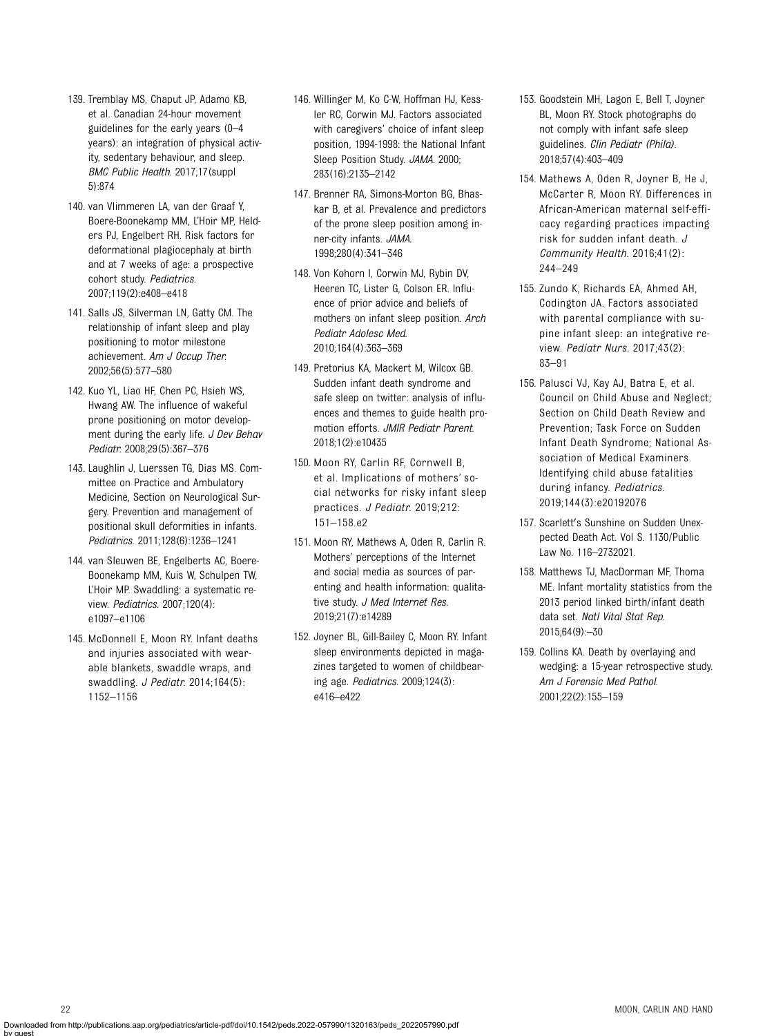139. Tremblay MS, Chaput JP, Adamo KB, et al. Canadian 24-hour movement guidelines for the early years (0–4 years): an integration of physical activity, sedentary behaviour, and sleep. *BMC Public Health*. 2017;17(suppl 5):874

140. van Vlimmeren LA, van der Graaf Y, Boere-Boonekamp MM, L'Hoir MP, Helders PJ, Engelbert RH. Risk factors for deformational plagiocephaly at birth and at 7 weeks of age: a prospective cohort study. *Pediatrics*. 2007;119(2):e408–e418

141. Salls JS, Silverman LN, Gatty CM. The relationship of infant sleep and play positioning to motor milestone achievement. *Am J Occup Ther*. 2002;56(5):577–580

142. Kuo YL, Liao HF, Chen PC, Hsieh WS, Hwang AW. The influence of wakeful prone positioning on motor development during the early life. *J Dev Behav Pediatr*. 2008;29(5):367–376

143. Laughlin J, Luerssen TG, Dias MS. Committee on Practice and Ambulatory Medicine, Section on Neurological Surgery. Prevention and management of positional skull deformities in infants. *Pediatrics*. 2011;128(6):1236–1241

144. van Sleuwen BE, Engelberts AC, Boere-Boonekamp MM, Kuis W, Schulpen TW, L'Hoir MP. Swaddling: a systematic review. *Pediatrics*. 2007;120(4):e1097–e1106

145. McDonnell E, Moon RY. Infant deaths and injuries associated with wearable blankets, swaddle wraps, and swaddling. *J Pediatr*. 2014;164(5):1152–1156

146. Willinger M, Ko C-W, Hoffman HJ, Kessler RC, Corwin MJ. Factors associated with caregivers' choice of infant sleep position, 1994-1998: the National Infant Sleep Position Study. *JAMA*. 2000;283(16):2135–2142

147. Brenner RA, Simons-Morton BG, Bhaskar B, et al. Prevalence and predictors of the prone sleep position among inner-city infants. *JAMA*. 1998;280(4):341–346

148. Von Kohorn I, Corwin MJ, Rybin DV, Heeren TC, Lister G, Colson ER. Influence of prior advice and beliefs of mothers on infant sleep position. *Arch Pediatr Adolesc Med*. 2010;164(4):363–369

149. Pretorius KA, Mackert M, Wilcox GB. Sudden infant death syndrome and safe sleep on twitter: analysis of influences and themes to guide health promotion efforts. *JMIR Pediatr Parent*. 2018;1(2):e10435

150. Moon RY, Carlin RF, Cornwell B, et al. Implications of mothers' social networks for risky infant sleep practices. *J Pediatr*. 2019;212:151–158.e2

151. Moon RY, Mathews A, Oden R, Carlin R. Mothers' perceptions of the Internet and social media as sources of parenting and health information: qualitative study. *J Med Internet Res*. 2019;21(7):e14289

152. Joyner BL, Gill-Bailey C, Moon RY. Infant sleep environments depicted in magazines targeted to women of childbearing age. *Pediatrics*. 2009;124(3):e416–e422

153. Goodstein MH, Lagon E, Bell T, Joyner BL, Moon RY. Stock photographs do not comply with infant safe sleep guidelines. *Clin Pediatr (Phila)*. 2018;57(4):403–409

154. Mathews A, Oden R, Joyner B, He J, McCarter R, Moon RY. Differences in African-American maternal self-efficacy regarding practices impacting risk for sudden infant death. *J Community Health*. 2016;41(2):244–249

155. Zundo K, Richards EA, Ahmed AH, Codington JA. Factors associated with parental compliance with supine infant sleep: an integrative review. *Pediatr Nurs*. 2017;43(2):83–91

156. Palusci VJ, Kay AJ, Batra E, et al. Council on Child Abuse and Neglect; Section on Child Death Review and Prevention; Task Force on Sudden Infant Death Syndrome; National Association of Medical Examiners. Identifying child abuse fatalities during infancy. *Pediatrics*. 2019;144(3):e20192076

157. Scarlett's Sunshine on Sudden Unexpected Death Act. Vol S. 1130/Public Law No. 116–2732021.

158. Matthews TJ, MacDorman MF, Thoma ME. Infant mortality statistics from the 2013 period linked birth/infant death data set. *Natl Vital Stat Rep*. 2015;64(9):–30

159. Collins KA. Death by overlaying and wedging: a 15-year retrospective study. *Am J Forensic Med Pathol*. 2001;22(2):155–159